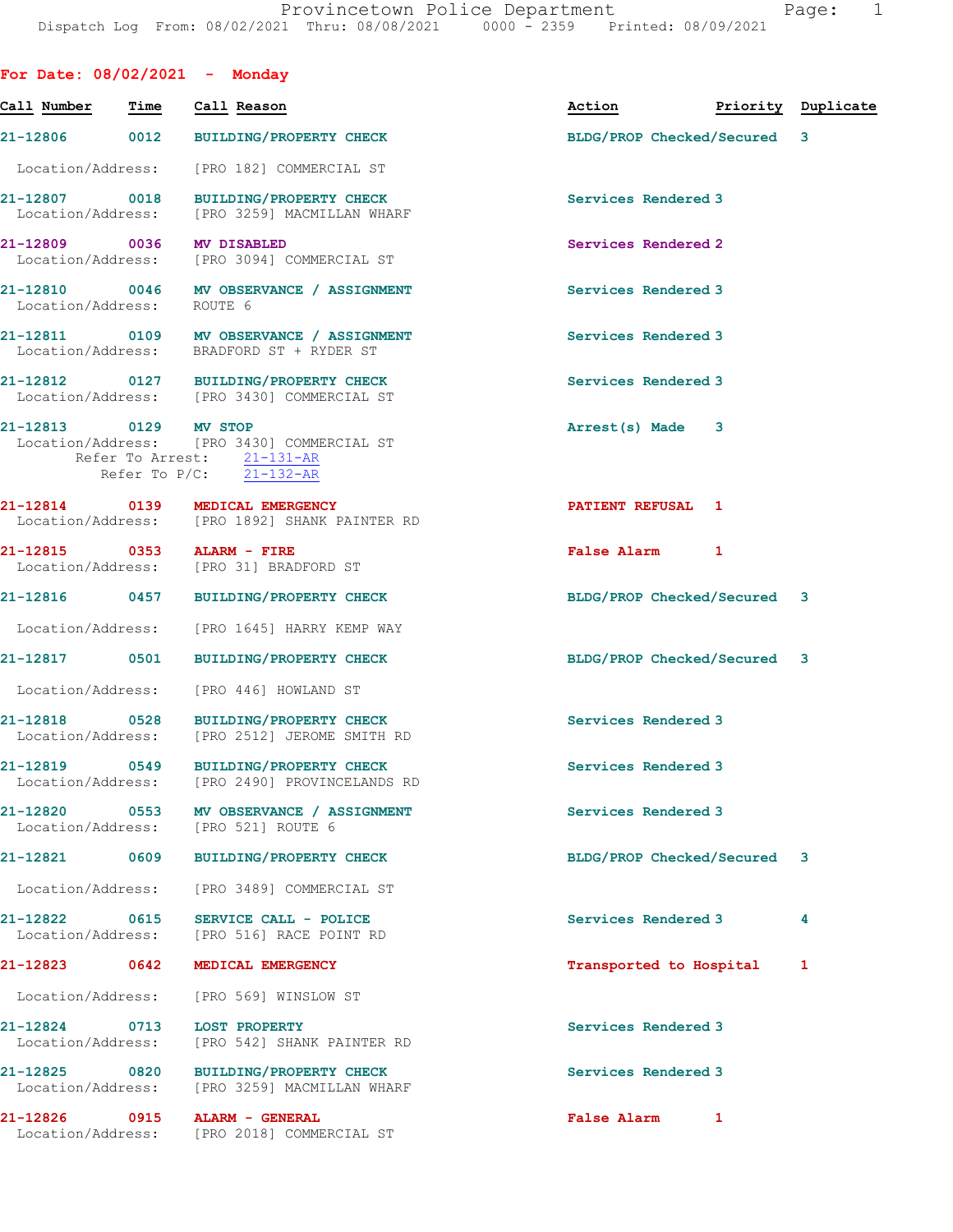Provincetown Police Department
Dispatch Log From: 08/02/2021 Thru: 08/08/2021 0000 - 2359 Printed: 08/09/2021

## For Date: 08/02/2021 - Monday

| Call Number | Time | Call Reason | Action | Priority | Duplicate |
|---|---|---|---|---|---|
| 21-12806 | 0012 | BUILDING/PROPERTY CHECK | BLDG/PROP Checked/Secured | 3 | |
| Location/Address: | | [PRO 182] COMMERCIAL ST | | | |
| 21-12807 | 0018 | BUILDING/PROPERTY CHECK | Services Rendered | 3 | |
| Location/Address: | | [PRO 3259] MACMILLAN WHARF | | | |
| 21-12809 | 0036 | MV DISABLED | Services Rendered | 2 | |
| Location/Address: | | [PRO 3094] COMMERCIAL ST | | | |
| 21-12810 | 0046 | MV OBSERVANCE / ASSIGNMENT | Services Rendered | 3 | |
| Location/Address: | | ROUTE 6 | | | |
| 21-12811 | 0109 | MV OBSERVANCE / ASSIGNMENT | Services Rendered | 3 | |
| Location/Address: | | BRADFORD ST + RYDER ST | | | |
| 21-12812 | 0127 | BUILDING/PROPERTY CHECK | Services Rendered | 3 | |
| Location/Address: | | [PRO 3430] COMMERCIAL ST | | | |
| 21-12813 | 0129 | MV STOP | Arrest(s) Made | 3 | |
| Location/Address: | | [PRO 3430] COMMERCIAL ST | | | |
| Refer To Arrest: | | 21-131-AR | | | |
| Refer To P/C: | | 21-132-AR | | | |
| 21-12814 | 0139 | MEDICAL EMERGENCY | PATIENT REFUSAL | 1 | |
| Location/Address: | | [PRO 1892] SHANK PAINTER RD | | | |
| 21-12815 | 0353 | ALARM - FIRE | False Alarm | 1 | |
| Location/Address: | | [PRO 31] BRADFORD ST | | | |
| 21-12816 | 0457 | BUILDING/PROPERTY CHECK | BLDG/PROP Checked/Secured | 3 | |
| Location/Address: | | [PRO 1645] HARRY KEMP WAY | | | |
| 21-12817 | 0501 | BUILDING/PROPERTY CHECK | BLDG/PROP Checked/Secured | 3 | |
| Location/Address: | | [PRO 446] HOWLAND ST | | | |
| 21-12818 | 0528 | BUILDING/PROPERTY CHECK | Services Rendered | 3 | |
| Location/Address: | | [PRO 2512] JEROME SMITH RD | | | |
| 21-12819 | 0549 | BUILDING/PROPERTY CHECK | Services Rendered | 3 | |
| Location/Address: | | [PRO 2490] PROVINCELANDS RD | | | |
| 21-12820 | 0553 | MV OBSERVANCE / ASSIGNMENT | Services Rendered | 3 | |
| Location/Address: | | [PRO 521] ROUTE 6 | | | |
| 21-12821 | 0609 | BUILDING/PROPERTY CHECK | BLDG/PROP Checked/Secured | 3 | |
| Location/Address: | | [PRO 3489] COMMERCIAL ST | | | |
| 21-12822 | 0615 | SERVICE CALL - POLICE | Services Rendered | 3 | 4 |
| Location/Address: | | [PRO 516] RACE POINT RD | | | |
| 21-12823 | 0642 | MEDICAL EMERGENCY | Transported to Hospital | 1 | |
| Location/Address: | | [PRO 569] WINSLOW ST | | | |
| 21-12824 | 0713 | LOST PROPERTY | Services Rendered | 3 | |
| Location/Address: | | [PRO 542] SHANK PAINTER RD | | | |
| 21-12825 | 0820 | BUILDING/PROPERTY CHECK | Services Rendered | 3 | |
| Location/Address: | | [PRO 3259] MACMILLAN WHARF | | | |
| 21-12826 | 0915 | ALARM - GENERAL | False Alarm | 1 | |
| Location/Address: | | [PRO 2018] COMMERCIAL ST | | | |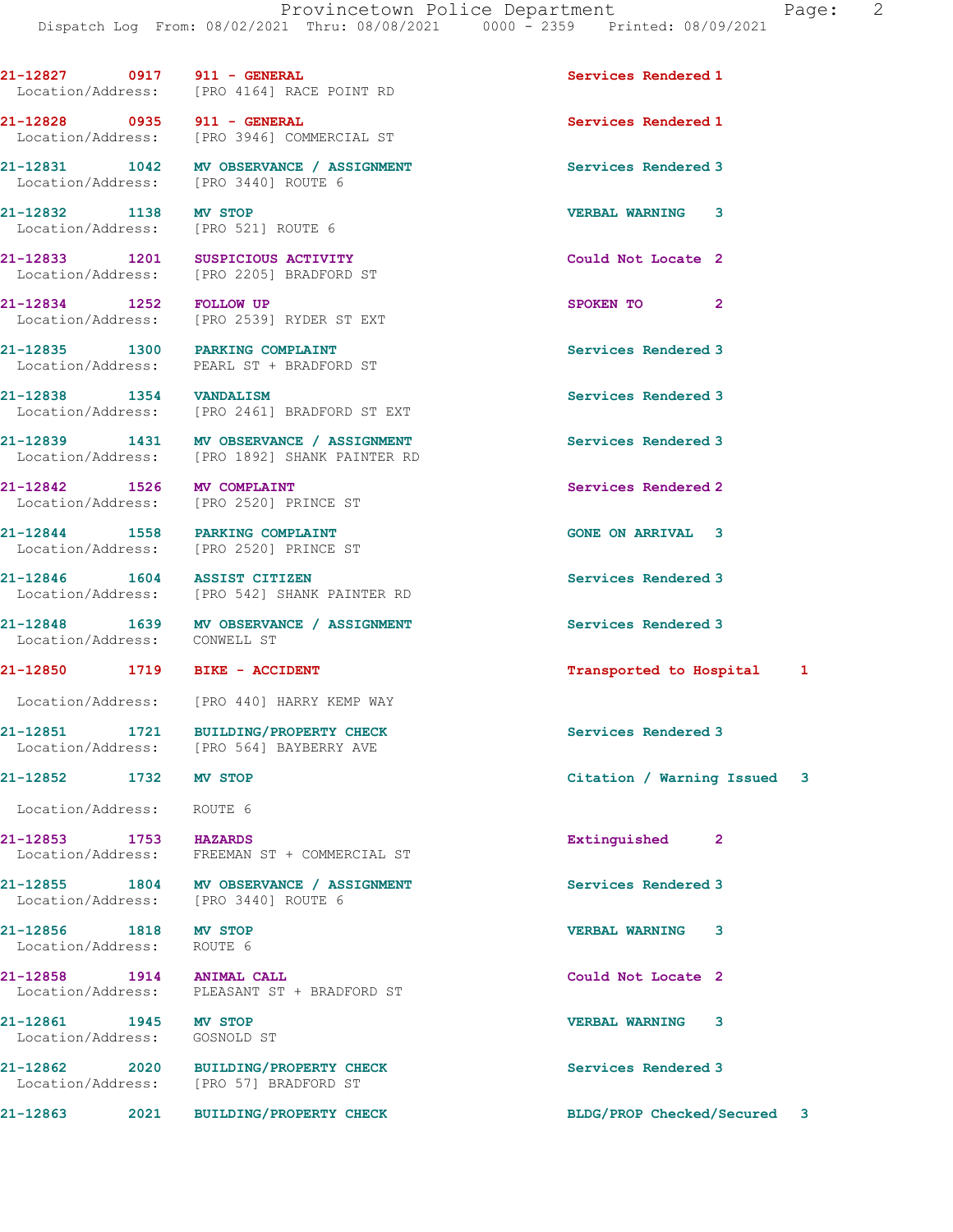21-12827 0917 911 - GENERAL Services Rendered 1
Location/Address: [PRO 4164] RACE POINT RD

21-12828 0935 911 - GENERAL Services Rendered 1
Location/Address: [PRO 3946] COMMERCIAL ST

21-12831 1042 MV OBSERVANCE / ASSIGNMENT Services Rendered 3
Location/Address: [PRO 3440] ROUTE 6

21-12832 1138 MV STOP VERBAL WARNING 3
Location/Address: [PRO 521] ROUTE 6

21-12833 1201 SUSPICIOUS ACTIVITY Could Not Locate 2
Location/Address: [PRO 2205] BRADFORD ST

21-12834 1252 FOLLOW UP SPOKEN TO 2
Location/Address: [PRO 2539] RYDER ST EXT

21-12835 1300 PARKING COMPLAINT Services Rendered 3
Location/Address: PEARL ST + BRADFORD ST

21-12838 1354 VANDALISM Services Rendered 3
Location/Address: [PRO 2461] BRADFORD ST EXT

21-12839 1431 MV OBSERVANCE / ASSIGNMENT Services Rendered 3
Location/Address: [PRO 1892] SHANK PAINTER RD

21-12842 1526 MV COMPLAINT Services Rendered 2
Location/Address: [PRO 2520] PRINCE ST

21-12844 1558 PARKING COMPLAINT GONE ON ARRIVAL 3
Location/Address: [PRO 2520] PRINCE ST

21-12846 1604 ASSIST CITIZEN Services Rendered 3
Location/Address: [PRO 542] SHANK PAINTER RD

21-12848 1639 MV OBSERVANCE / ASSIGNMENT Services Rendered 3
Location/Address: CONWELL ST

21-12850 1719 BIKE - ACCIDENT Transported to Hospital 1
Location/Address: [PRO 440] HARRY KEMP WAY

21-12851 1721 BUILDING/PROPERTY CHECK Services Rendered 3
Location/Address: [PRO 564] BAYBERRY AVE

21-12852 1732 MV STOP Citation / Warning Issued 3
Location/Address: ROUTE 6

21-12853 1753 HAZARDS Extinguished 2
Location/Address: FREEMAN ST + COMMERCIAL ST

21-12855 1804 MV OBSERVANCE / ASSIGNMENT Services Rendered 3
Location/Address: [PRO 3440] ROUTE 6

21-12856 1818 MV STOP VERBAL WARNING 3
Location/Address: ROUTE 6

21-12858 1914 ANIMAL CALL Could Not Locate 2
Location/Address: PLEASANT ST + BRADFORD ST

21-12861 1945 MV STOP VERBAL WARNING 3
Location/Address: GOSNOLD ST

21-12862 2020 BUILDING/PROPERTY CHECK Services Rendered 3
Location/Address: [PRO 57] BRADFORD ST

21-12863 2021 BUILDING/PROPERTY CHECK BLDG/PROP Checked/Secured 3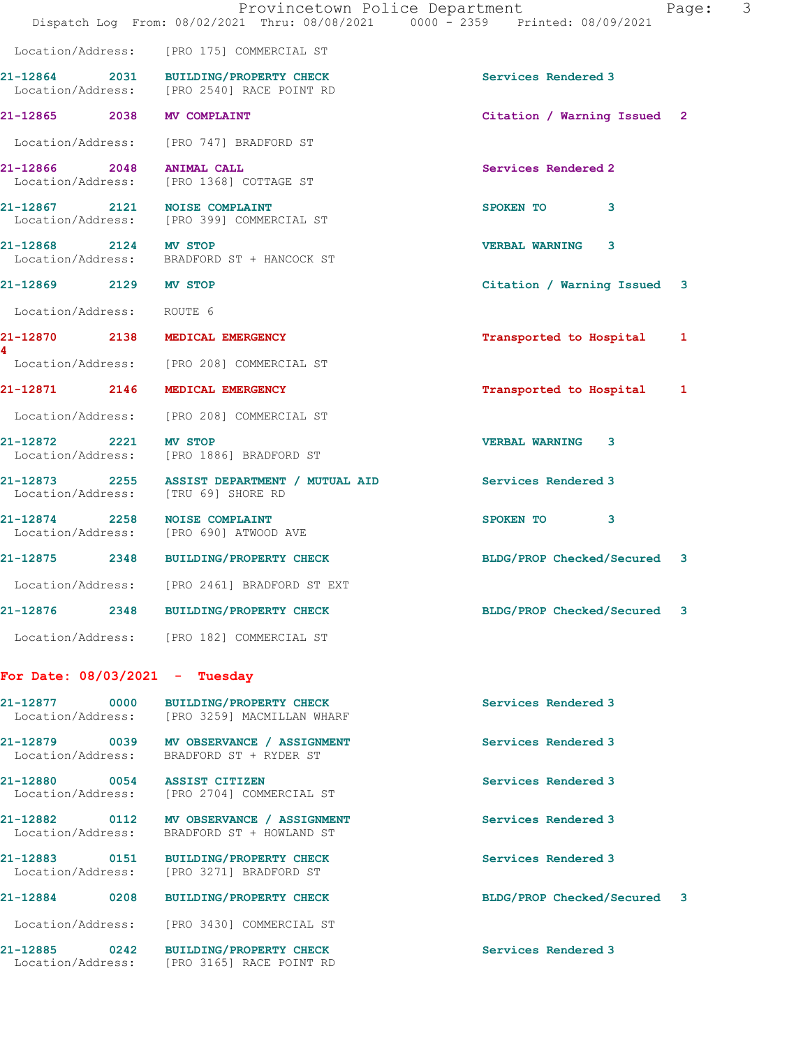Location/Address: [PRO 175] COMMERCIAL ST

| Call # | Time | Call Reason | Action | Priority |
|---|---|---|---|---|
| 21-12864 | 2031 | BUILDING/PROPERTY CHECK | Services Rendered | 3 |
| | | Location/Address: [PRO 2540] RACE POINT RD | | |
| 21-12865 | 2038 | MV COMPLAINT | Citation / Warning Issued | 2 |
| | | Location/Address: [PRO 747] BRADFORD ST | | |
| 21-12866 | 2048 | ANIMAL CALL | Services Rendered | 2 |
| | | Location/Address: [PRO 1368] COTTAGE ST | | |
| 21-12867 | 2121 | NOISE COMPLAINT | SPOKEN TO | 3 |
| | | Location/Address: [PRO 399] COMMERCIAL ST | | |
| 21-12868 | 2124 | MV STOP | VERBAL WARNING | 3 |
| | | Location/Address: BRADFORD ST + HANCOCK ST | | |
| 21-12869 | 2129 | MV STOP | Citation / Warning Issued | 3 |
| | | Location/Address: ROUTE 6 | | |
| 21-12870 | 2138 | MEDICAL EMERGENCY | Transported to Hospital | 1 |
| 4 | | | | |
| | | Location/Address: [PRO 208] COMMERCIAL ST | | |
| 21-12871 | 2146 | MEDICAL EMERGENCY | Transported to Hospital | 1 |
| | | Location/Address: [PRO 208] COMMERCIAL ST | | |
| 21-12872 | 2221 | MV STOP | VERBAL WARNING | 3 |
| | | Location/Address: [PRO 1886] BRADFORD ST | | |
| 21-12873 | 2255 | ASSIST DEPARTMENT / MUTUAL AID | Services Rendered | 3 |
| | | Location/Address: [TRU 69] SHORE RD | | |
| 21-12874 | 2258 | NOISE COMPLAINT | SPOKEN TO | 3 |
| | | Location/Address: [PRO 690] ATWOOD AVE | | |
| 21-12875 | 2348 | BUILDING/PROPERTY CHECK | BLDG/PROP Checked/Secured | 3 |
| | | Location/Address: [PRO 2461] BRADFORD ST EXT | | |
| 21-12876 | 2348 | BUILDING/PROPERTY CHECK | BLDG/PROP Checked/Secured | 3 |
| | | Location/Address: [PRO 182] COMMERCIAL ST | | |

## For Date: 08/03/2021 - Tuesday

| Call # | Time | Call Reason | Action | Priority |
|---|---|---|---|---|
| 21-12877 | 0000 | BUILDING/PROPERTY CHECK | Services Rendered | 3 |
| | | Location/Address: [PRO 3259] MACMILLAN WHARF | | |
| 21-12879 | 0039 | MV OBSERVANCE / ASSIGNMENT | Services Rendered | 3 |
| | | Location/Address: BRADFORD ST + RYDER ST | | |
| 21-12880 | 0054 | ASSIST CITIZEN | Services Rendered | 3 |
| | | Location/Address: [PRO 2704] COMMERCIAL ST | | |
| 21-12882 | 0112 | MV OBSERVANCE / ASSIGNMENT | Services Rendered | 3 |
| | | Location/Address: BRADFORD ST + HOWLAND ST | | |
| 21-12883 | 0151 | BUILDING/PROPERTY CHECK | Services Rendered | 3 |
| | | Location/Address: [PRO 3271] BRADFORD ST | | |
| 21-12884 | 0208 | BUILDING/PROPERTY CHECK | BLDG/PROP Checked/Secured | 3 |
| | | Location/Address: [PRO 3430] COMMERCIAL ST | | |
| 21-12885 | 0242 | BUILDING/PROPERTY CHECK | Services Rendered | 3 |
| | | Location/Address: [PRO 3165] RACE POINT RD | | |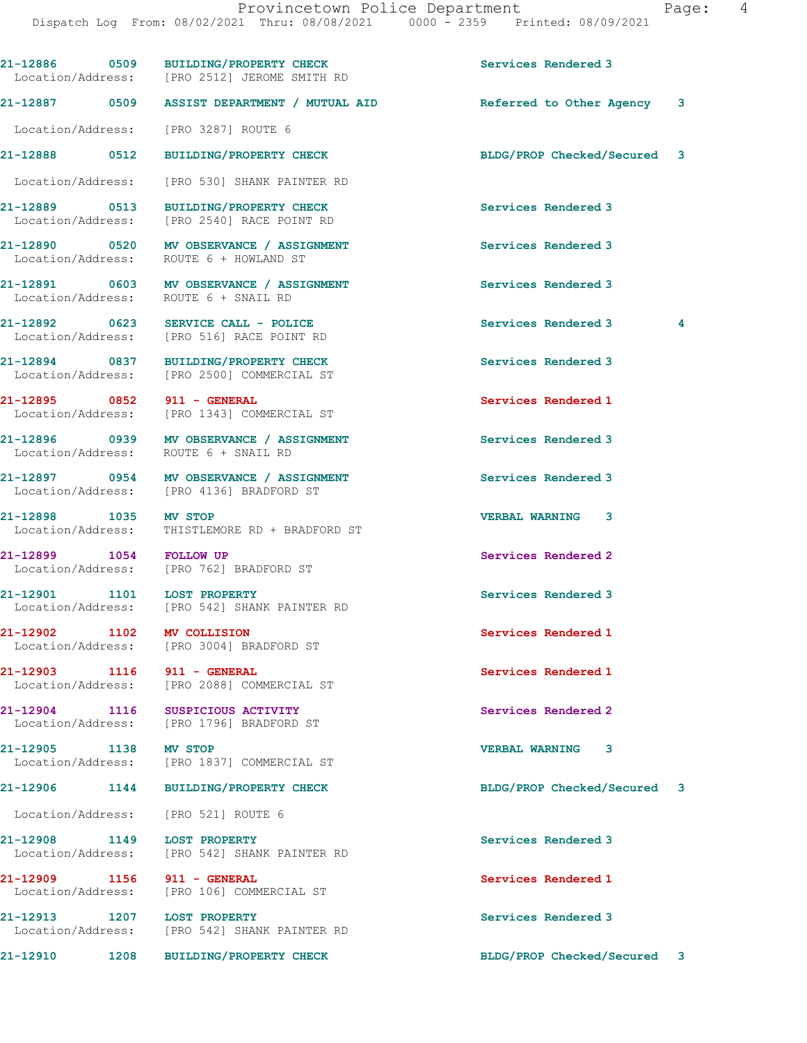21-12886 0509 BUILDING/PROPERTY CHECK Services Rendered 3
Location/Address: [PRO 2512] JEROME SMITH RD

21-12887 0509 ASSIST DEPARTMENT / MUTUAL AID Referred to Other Agency 3
Location/Address: [PRO 3287] ROUTE 6

21-12888 0512 BUILDING/PROPERTY CHECK BLDG/PROP Checked/Secured 3
Location/Address: [PRO 530] SHANK PAINTER RD

21-12889 0513 BUILDING/PROPERTY CHECK Services Rendered 3
Location/Address: [PRO 2540] RACE POINT RD

21-12890 0520 MV OBSERVANCE / ASSIGNMENT Services Rendered 3
Location/Address: ROUTE 6 + HOWLAND ST

21-12891 0603 MV OBSERVANCE / ASSIGNMENT Services Rendered 3
Location/Address: ROUTE 6 + SNAIL RD

21-12892 0623 SERVICE CALL - POLICE Services Rendered 3 4
Location/Address: [PRO 516] RACE POINT RD

21-12894 0837 BUILDING/PROPERTY CHECK Services Rendered 3
Location/Address: [PRO 2500] COMMERCIAL ST

21-12895 0852 911 - GENERAL Services Rendered 1
Location/Address: [PRO 1343] COMMERCIAL ST

21-12896 0939 MV OBSERVANCE / ASSIGNMENT Services Rendered 3
Location/Address: ROUTE 6 + SNAIL RD

21-12897 0954 MV OBSERVANCE / ASSIGNMENT Services Rendered 3
Location/Address: [PRO 4136] BRADFORD ST

21-12898 1035 MV STOP VERBAL WARNING 3
Location/Address: THISTLEMORE RD + BRADFORD ST

21-12899 1054 FOLLOW UP Services Rendered 2
Location/Address: [PRO 762] BRADFORD ST

21-12901 1101 LOST PROPERTY Services Rendered 3
Location/Address: [PRO 542] SHANK PAINTER RD

21-12902 1102 MV COLLISION Services Rendered 1
Location/Address: [PRO 3004] BRADFORD ST

21-12903 1116 911 - GENERAL Services Rendered 1
Location/Address: [PRO 2088] COMMERCIAL ST

21-12904 1116 SUSPICIOUS ACTIVITY Services Rendered 2
Location/Address: [PRO 1796] BRADFORD ST

21-12905 1138 MV STOP VERBAL WARNING 3
Location/Address: [PRO 1837] COMMERCIAL ST

21-12906 1144 BUILDING/PROPERTY CHECK BLDG/PROP Checked/Secured 3
Location/Address: [PRO 521] ROUTE 6

21-12908 1149 LOST PROPERTY Services Rendered 3
Location/Address: [PRO 542] SHANK PAINTER RD

21-12909 1156 911 - GENERAL Services Rendered 1
Location/Address: [PRO 106] COMMERCIAL ST

21-12913 1207 LOST PROPERTY Services Rendered 3
Location/Address: [PRO 542] SHANK PAINTER RD

21-12910 1208 BUILDING/PROPERTY CHECK BLDG/PROP Checked/Secured 3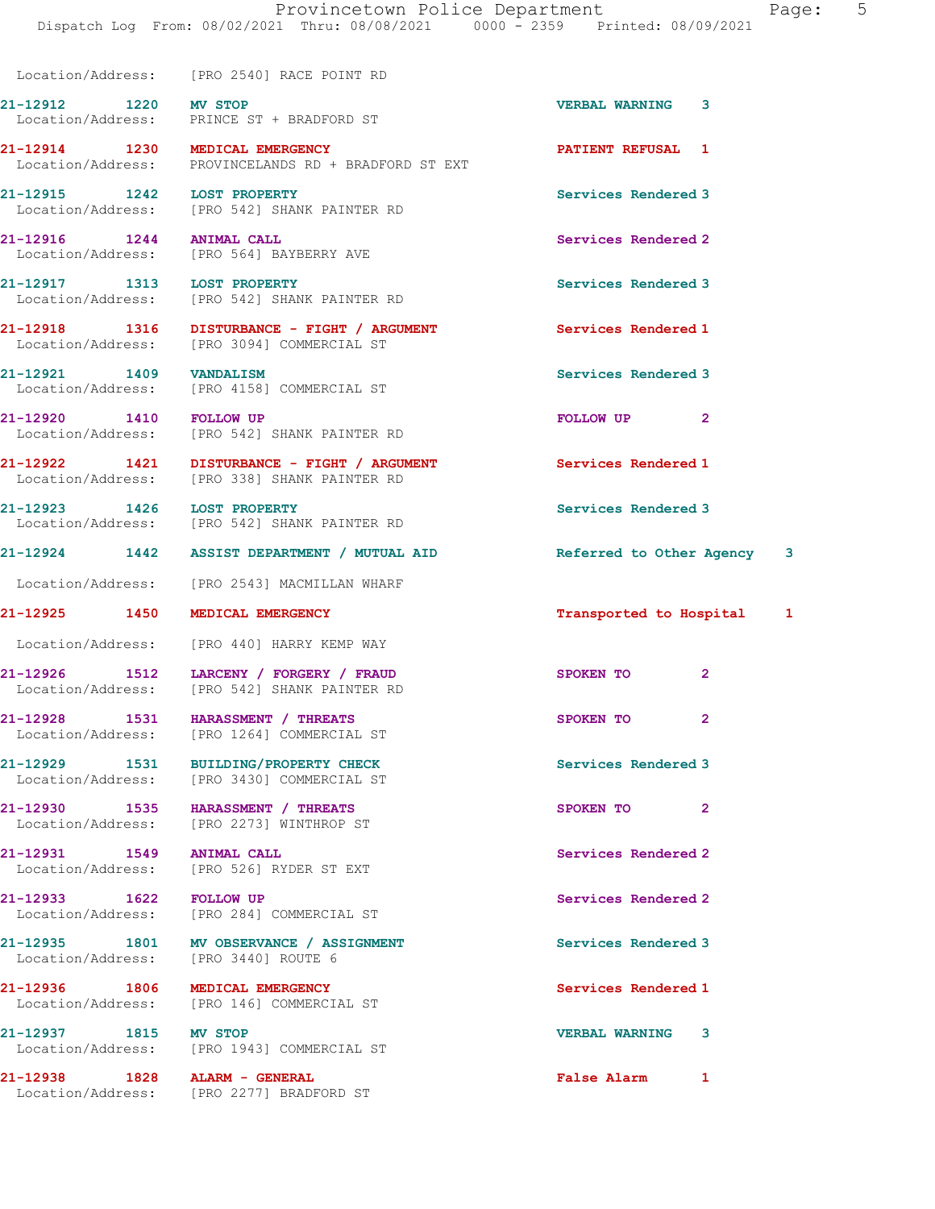Location/Address: [PRO 2540] RACE POINT RD

| Call # | Time | Call Reason | Action | Priority |
|---|---|---|---|---|
| 21-12912 | 1220 | MV STOP | VERBAL WARNING | 3 |
| | | Location/Address: PRINCE ST + BRADFORD ST | | |
| 21-12914 | 1230 | MEDICAL EMERGENCY | PATIENT REFUSAL | 1 |
| | | Location/Address: PROVINCELANDS RD + BRADFORD ST EXT | | |
| 21-12915 | 1242 | LOST PROPERTY | Services Rendered | 3 |
| | | Location/Address: [PRO 542] SHANK PAINTER RD | | |
| 21-12916 | 1244 | ANIMAL CALL | Services Rendered | 2 |
| | | Location/Address: [PRO 564] BAYBERRY AVE | | |
| 21-12917 | 1313 | LOST PROPERTY | Services Rendered | 3 |
| | | Location/Address: [PRO 542] SHANK PAINTER RD | | |
| 21-12918 | 1316 | DISTURBANCE - FIGHT / ARGUMENT | Services Rendered | 1 |
| | | Location/Address: [PRO 3094] COMMERCIAL ST | | |
| 21-12921 | 1409 | VANDALISM | Services Rendered | 3 |
| | | Location/Address: [PRO 4158] COMMERCIAL ST | | |
| 21-12920 | 1410 | FOLLOW UP | FOLLOW UP | 2 |
| | | Location/Address: [PRO 542] SHANK PAINTER RD | | |
| 21-12922 | 1421 | DISTURBANCE - FIGHT / ARGUMENT | Services Rendered | 1 |
| | | Location/Address: [PRO 338] SHANK PAINTER RD | | |
| 21-12923 | 1426 | LOST PROPERTY | Services Rendered | 3 |
| | | Location/Address: [PRO 542] SHANK PAINTER RD | | |
| 21-12924 | 1442 | ASSIST DEPARTMENT / MUTUAL AID | Referred to Other Agency | 3 |
| | | Location/Address: [PRO 2543] MACMILLAN WHARF | | |
| 21-12925 | 1450 | MEDICAL EMERGENCY | Transported to Hospital | 1 |
| | | Location/Address: [PRO 440] HARRY KEMP WAY | | |
| 21-12926 | 1512 | LARCENY / FORGERY / FRAUD | SPOKEN TO | 2 |
| | | Location/Address: [PRO 542] SHANK PAINTER RD | | |
| 21-12928 | 1531 | HARASSMENT / THREATS | SPOKEN TO | 2 |
| | | Location/Address: [PRO 1264] COMMERCIAL ST | | |
| 21-12929 | 1531 | BUILDING/PROPERTY CHECK | Services Rendered | 3 |
| | | Location/Address: [PRO 3430] COMMERCIAL ST | | |
| 21-12930 | 1535 | HARASSMENT / THREATS | SPOKEN TO | 2 |
| | | Location/Address: [PRO 2273] WINTHROP ST | | |
| 21-12931 | 1549 | ANIMAL CALL | Services Rendered | 2 |
| | | Location/Address: [PRO 526] RYDER ST EXT | | |
| 21-12933 | 1622 | FOLLOW UP | Services Rendered | 2 |
| | | Location/Address: [PRO 284] COMMERCIAL ST | | |
| 21-12935 | 1801 | MV OBSERVANCE / ASSIGNMENT | Services Rendered | 3 |
| | | Location/Address: [PRO 3440] ROUTE 6 | | |
| 21-12936 | 1806 | MEDICAL EMERGENCY | Services Rendered | 1 |
| | | Location/Address: [PRO 146] COMMERCIAL ST | | |
| 21-12937 | 1815 | MV STOP | VERBAL WARNING | 3 |
| | | Location/Address: [PRO 1943] COMMERCIAL ST | | |
| 21-12938 | 1828 | ALARM - GENERAL | False Alarm | 1 |
| | | Location/Address: [PRO 2277] BRADFORD ST | | |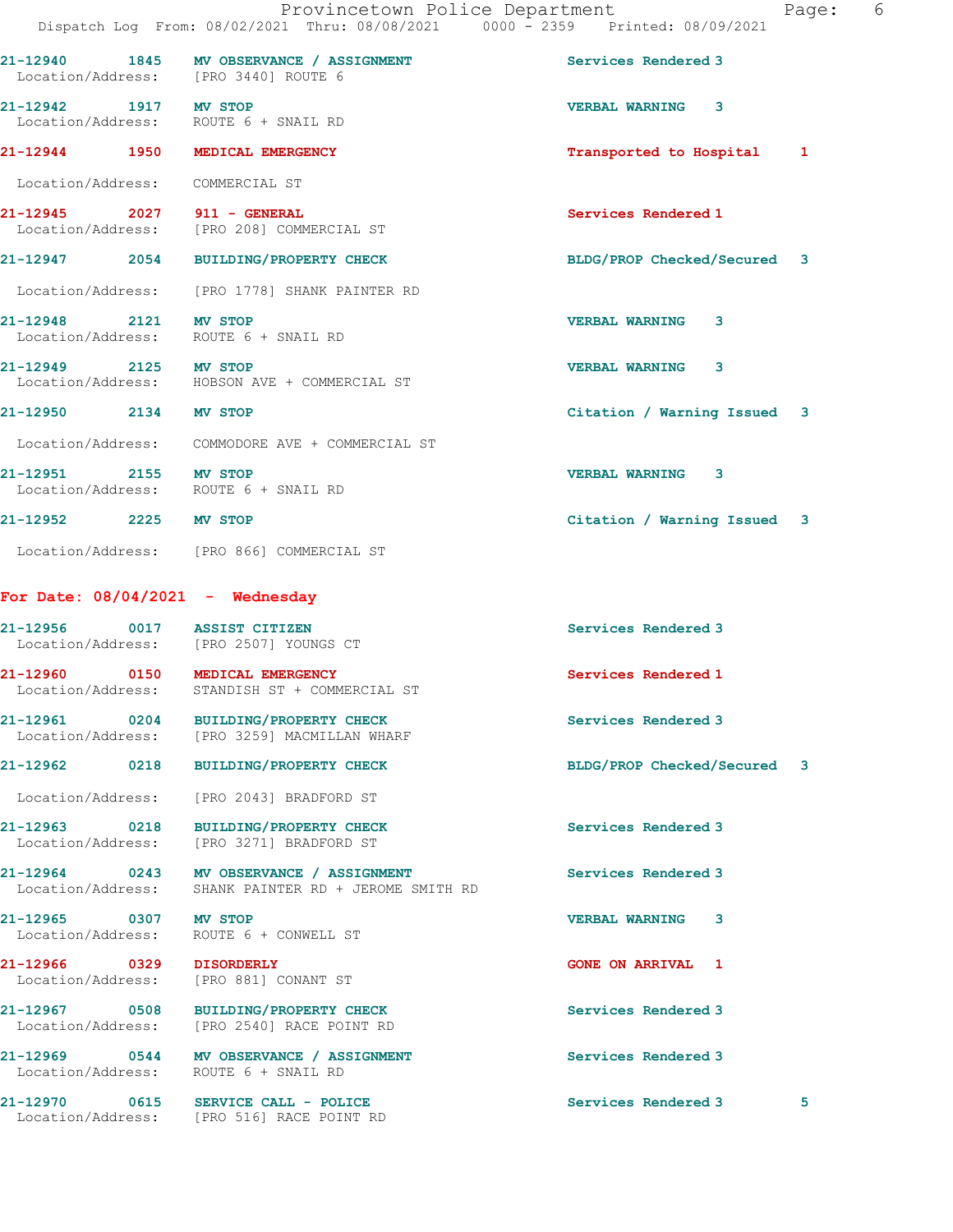21-12940 1845 **MV OBSERVANCE / ASSIGNMENT** Services Rendered 3
Location/Address: [PRO 3440] ROUTE 6

21-12942 1917 **MV STOP** VERBAL WARNING 3
Location/Address: ROUTE 6 + SNAIL RD

21-12944 1950 **MEDICAL EMERGENCY** Transported to Hospital 1
Location/Address: COMMERCIAL ST

21-12945 2027 **911 - GENERAL** Services Rendered 1
Location/Address: [PRO 208] COMMERCIAL ST

21-12947 2054 **BUILDING/PROPERTY CHECK** BLDG/PROP Checked/Secured 3
Location/Address: [PRO 1778] SHANK PAINTER RD

21-12948 2121 **MV STOP** VERBAL WARNING 3
Location/Address: ROUTE 6 + SNAIL RD

21-12949 2125 **MV STOP** VERBAL WARNING 3
Location/Address: HOBSON AVE + COMMERCIAL ST

21-12950 2134 **MV STOP** Citation / Warning Issued 3
Location/Address: COMMODORE AVE + COMMERCIAL ST

21-12951 2155 **MV STOP** VERBAL WARNING 3
Location/Address: ROUTE 6 + SNAIL RD

21-12952 2225 **MV STOP** Citation / Warning Issued 3
Location/Address: [PRO 866] COMMERCIAL ST

## For Date: 08/04/2021 - Wednesday

21-12956 0017 **ASSIST CITIZEN** Services Rendered 3
Location/Address: [PRO 2507] YOUNGS CT

21-12960 0150 **MEDICAL EMERGENCY** Services Rendered 1
Location/Address: STANDISH ST + COMMERCIAL ST

21-12961 0204 **BUILDING/PROPERTY CHECK** Services Rendered 3
Location/Address: [PRO 3259] MACMILLAN WHARF

21-12962 0218 **BUILDING/PROPERTY CHECK** BLDG/PROP Checked/Secured 3
Location/Address: [PRO 2043] BRADFORD ST

21-12963 0218 **BUILDING/PROPERTY CHECK** Services Rendered 3
Location/Address: [PRO 3271] BRADFORD ST

21-12964 0243 **MV OBSERVANCE / ASSIGNMENT** Services Rendered 3
Location/Address: SHANK PAINTER RD + JEROME SMITH RD

21-12965 0307 **MV STOP** VERBAL WARNING 3
Location/Address: ROUTE 6 + CONWELL ST

21-12966 0329 **DISORDERLY** GONE ON ARRIVAL 1
Location/Address: [PRO 881] CONANT ST

21-12967 0508 **BUILDING/PROPERTY CHECK** Services Rendered 3
Location/Address: [PRO 2540] RACE POINT RD

21-12969 0544 **MV OBSERVANCE / ASSIGNMENT** Services Rendered 3
Location/Address: ROUTE 6 + SNAIL RD

21-12970 0615 **SERVICE CALL - POLICE** Services Rendered 3 5
Location/Address: [PRO 516] RACE POINT RD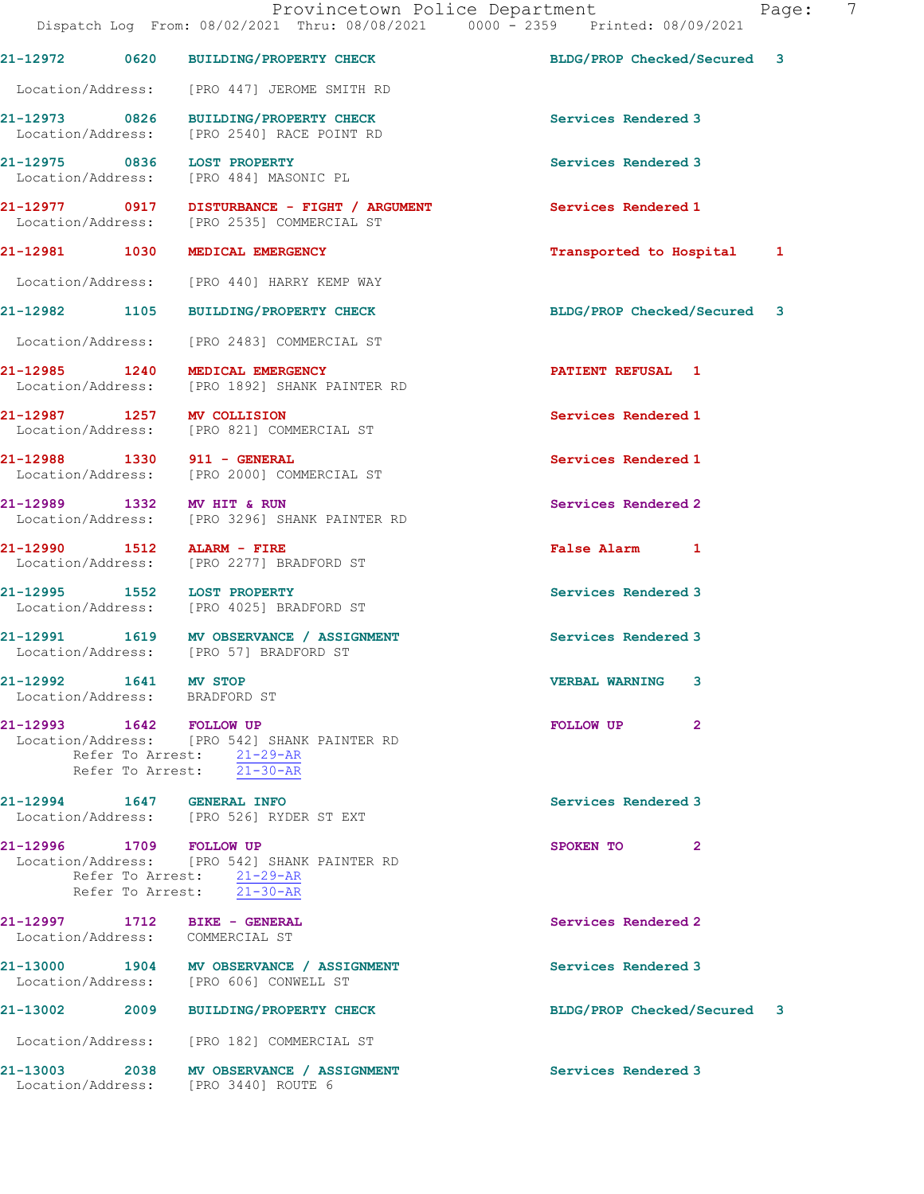21-12972 0620 BUILDING/PROPERTY CHECK BLDG/PROP Checked/Secured 3
Location/Address: [PRO 447] JEROME SMITH RD

21-12973 0826 BUILDING/PROPERTY CHECK Services Rendered 3
Location/Address: [PRO 2540] RACE POINT RD

21-12975 0836 LOST PROPERTY Services Rendered 3
Location/Address: [PRO 484] MASONIC PL

21-12977 0917 DISTURBANCE - FIGHT / ARGUMENT Services Rendered 1
Location/Address: [PRO 2535] COMMERCIAL ST

21-12981 1030 MEDICAL EMERGENCY Transported to Hospital 1
Location/Address: [PRO 440] HARRY KEMP WAY

21-12982 1105 BUILDING/PROPERTY CHECK BLDG/PROP Checked/Secured 3
Location/Address: [PRO 2483] COMMERCIAL ST

21-12985 1240 MEDICAL EMERGENCY PATIENT REFUSAL 1
Location/Address: [PRO 1892] SHANK PAINTER RD

21-12987 1257 MV COLLISION Services Rendered 1
Location/Address: [PRO 821] COMMERCIAL ST

21-12988 1330 911 - GENERAL Services Rendered 1
Location/Address: [PRO 2000] COMMERCIAL ST

21-12989 1332 MV HIT & RUN Services Rendered 2
Location/Address: [PRO 3296] SHANK PAINTER RD

21-12990 1512 ALARM - FIRE False Alarm 1
Location/Address: [PRO 2277] BRADFORD ST

21-12995 1552 LOST PROPERTY Services Rendered 3
Location/Address: [PRO 4025] BRADFORD ST

21-12991 1619 MV OBSERVANCE / ASSIGNMENT Services Rendered 3
Location/Address: [PRO 57] BRADFORD ST

21-12992 1641 MV STOP VERBAL WARNING 3
Location/Address: BRADFORD ST

21-12993 1642 FOLLOW UP FOLLOW UP 2
Location/Address: [PRO 542] SHANK PAINTER RD
Refer To Arrest: 21-29-AR
Refer To Arrest: 21-30-AR

21-12994 1647 GENERAL INFO Services Rendered 3
Location/Address: [PRO 526] RYDER ST EXT

21-12996 1709 FOLLOW UP SPOKEN TO 2
Location/Address: [PRO 542] SHANK PAINTER RD
Refer To Arrest: 21-29-AR
Refer To Arrest: 21-30-AR

21-12997 1712 BIKE - GENERAL Services Rendered 2
Location/Address: COMMERCIAL ST

21-13000 1904 MV OBSERVANCE / ASSIGNMENT Services Rendered 3
Location/Address: [PRO 606] CONWELL ST

21-13002 2009 BUILDING/PROPERTY CHECK BLDG/PROP Checked/Secured 3
Location/Address: [PRO 182] COMMERCIAL ST

21-13003 2038 MV OBSERVANCE / ASSIGNMENT Services Rendered 3
Location/Address: [PRO 3440] ROUTE 6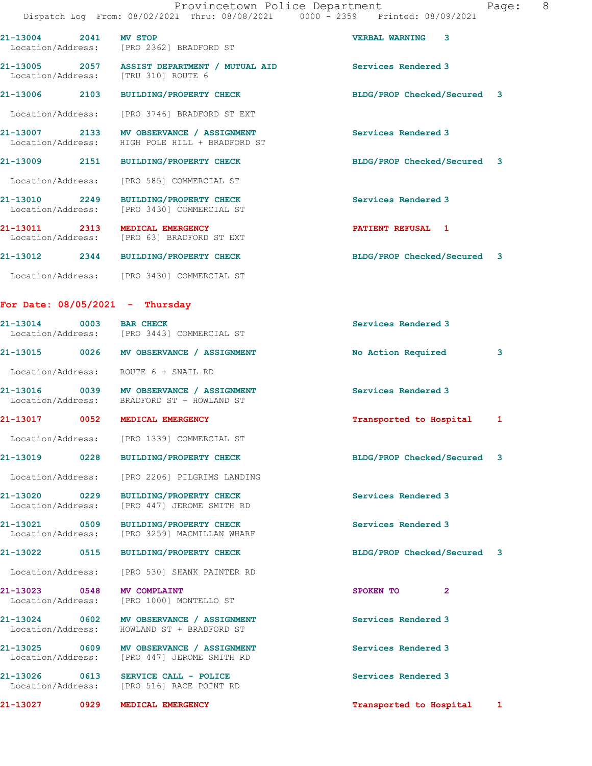21-13004 2041 **MV STOP** VERBAL WARNING 3
Location/Address: [PRO 2362] BRADFORD ST

21-13005 2057 **ASSIST DEPARTMENT / MUTUAL AID** Services Rendered 3
Location/Address: [TRU 310] ROUTE 6

21-13006 2103 **BUILDING/PROPERTY CHECK** BLDG/PROP Checked/Secured 3
Location/Address: [PRO 3746] BRADFORD ST EXT

21-13007 2133 **MV OBSERVANCE / ASSIGNMENT** Services Rendered 3
Location/Address: HIGH POLE HILL + BRADFORD ST

21-13009 2151 **BUILDING/PROPERTY CHECK** BLDG/PROP Checked/Secured 3
Location/Address: [PRO 585] COMMERCIAL ST

21-13010 2249 **BUILDING/PROPERTY CHECK** Services Rendered 3
Location/Address: [PRO 3430] COMMERCIAL ST

21-13011 2313 **MEDICAL EMERGENCY** PATIENT REFUSAL 1
Location/Address: [PRO 63] BRADFORD ST EXT

21-13012 2344 **BUILDING/PROPERTY CHECK** BLDG/PROP Checked/Secured 3
Location/Address: [PRO 3430] COMMERCIAL ST

## For Date: 08/05/2021 - Thursday

21-13014 0003 **BAR CHECK** Services Rendered 3
Location/Address: [PRO 3443] COMMERCIAL ST

21-13015 0026 **MV OBSERVANCE / ASSIGNMENT** No Action Required 3
Location/Address: ROUTE 6 + SNAIL RD

21-13016 0039 **MV OBSERVANCE / ASSIGNMENT** Services Rendered 3
Location/Address: BRADFORD ST + HOWLAND ST

21-13017 0052 **MEDICAL EMERGENCY** Transported to Hospital 1
Location/Address: [PRO 1339] COMMERCIAL ST

21-13019 0228 **BUILDING/PROPERTY CHECK** BLDG/PROP Checked/Secured 3
Location/Address: [PRO 2206] PILGRIMS LANDING

21-13020 0229 **BUILDING/PROPERTY CHECK** Services Rendered 3
Location/Address: [PRO 447] JEROME SMITH RD

21-13021 0509 **BUILDING/PROPERTY CHECK** Services Rendered 3
Location/Address: [PRO 3259] MACMILLAN WHARF

21-13022 0515 **BUILDING/PROPERTY CHECK** BLDG/PROP Checked/Secured 3
Location/Address: [PRO 530] SHANK PAINTER RD

21-13023 0548 **MV COMPLAINT** SPOKEN TO 2
Location/Address: [PRO 1000] MONTELLO ST

21-13024 0602 **MV OBSERVANCE / ASSIGNMENT** Services Rendered 3
Location/Address: HOWLAND ST + BRADFORD ST

21-13025 0609 **MV OBSERVANCE / ASSIGNMENT** Services Rendered 3
Location/Address: [PRO 447] JEROME SMITH RD

21-13026 0613 **SERVICE CALL - POLICE** Services Rendered 3
Location/Address: [PRO 516] RACE POINT RD

21-13027 0929 **MEDICAL EMERGENCY** Transported to Hospital 1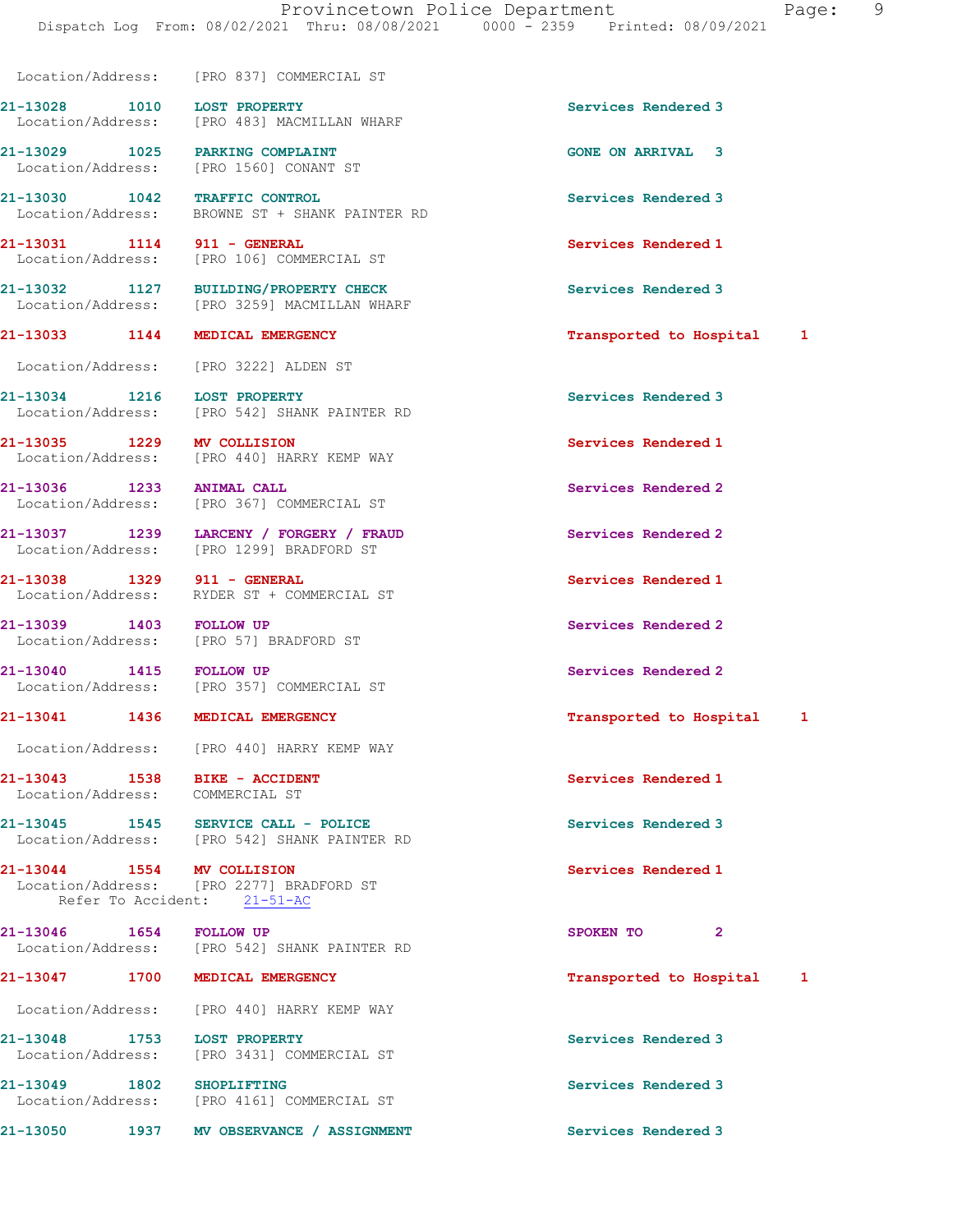Location/Address: [PRO 837] COMMERCIAL ST

| Call # | Time | Call Reason | Action | Priority |
|---|---|---|---|---|
| 21-13028 | 1010 | LOST PROPERTY | Services Rendered | 3 |
| | | Location/Address: [PRO 483] MACMILLAN WHARF | | |
| 21-13029 | 1025 | PARKING COMPLAINT | GONE ON ARRIVAL | 3 |
| | | Location/Address: [PRO 1560] CONANT ST | | |
| 21-13030 | 1042 | TRAFFIC CONTROL | Services Rendered | 3 |
| | | Location/Address: BROWNE ST + SHANK PAINTER RD | | |
| 21-13031 | 1114 | 911 - GENERAL | Services Rendered | 1 |
| | | Location/Address: [PRO 106] COMMERCIAL ST | | |
| 21-13032 | 1127 | BUILDING/PROPERTY CHECK | Services Rendered | 3 |
| | | Location/Address: [PRO 3259] MACMILLAN WHARF | | |
| 21-13033 | 1144 | MEDICAL EMERGENCY | Transported to Hospital | 1 |
| | | Location/Address: [PRO 3222] ALDEN ST | | |
| 21-13034 | 1216 | LOST PROPERTY | Services Rendered | 3 |
| | | Location/Address: [PRO 542] SHANK PAINTER RD | | |
| 21-13035 | 1229 | MV COLLISION | Services Rendered | 1 |
| | | Location/Address: [PRO 440] HARRY KEMP WAY | | |
| 21-13036 | 1233 | ANIMAL CALL | Services Rendered | 2 |
| | | Location/Address: [PRO 367] COMMERCIAL ST | | |
| 21-13037 | 1239 | LARCENY / FORGERY / FRAUD | Services Rendered | 2 |
| | | Location/Address: [PRO 1299] BRADFORD ST | | |
| 21-13038 | 1329 | 911 - GENERAL | Services Rendered | 1 |
| | | Location/Address: RYDER ST + COMMERCIAL ST | | |
| 21-13039 | 1403 | FOLLOW UP | Services Rendered | 2 |
| | | Location/Address: [PRO 57] BRADFORD ST | | |
| 21-13040 | 1415 | FOLLOW UP | Services Rendered | 2 |
| | | Location/Address: [PRO 357] COMMERCIAL ST | | |
| 21-13041 | 1436 | MEDICAL EMERGENCY | Transported to Hospital | 1 |
| | | Location/Address: [PRO 440] HARRY KEMP WAY | | |
| 21-13043 | 1538 | BIKE - ACCIDENT | Services Rendered | 1 |
| | | Location/Address: COMMERCIAL ST | | |
| 21-13045 | 1545 | SERVICE CALL - POLICE | Services Rendered | 3 |
| | | Location/Address: [PRO 542] SHANK PAINTER RD | | |
| 21-13044 | 1554 | MV COLLISION | Services Rendered | 1 |
| | | Location/Address: [PRO 2277] BRADFORD ST | | |
| | | Refer To Accident: 21-51-AC | | |
| 21-13046 | 1654 | FOLLOW UP | SPOKEN TO | 2 |
| | | Location/Address: [PRO 542] SHANK PAINTER RD | | |
| 21-13047 | 1700 | MEDICAL EMERGENCY | Transported to Hospital | 1 |
| | | Location/Address: [PRO 440] HARRY KEMP WAY | | |
| 21-13048 | 1753 | LOST PROPERTY | Services Rendered | 3 |
| | | Location/Address: [PRO 3431] COMMERCIAL ST | | |
| 21-13049 | 1802 | SHOPLIFTING | Services Rendered | 3 |
| | | Location/Address: [PRO 4161] COMMERCIAL ST | | |
| 21-13050 | 1937 | MV OBSERVANCE / ASSIGNMENT | Services Rendered | 3 |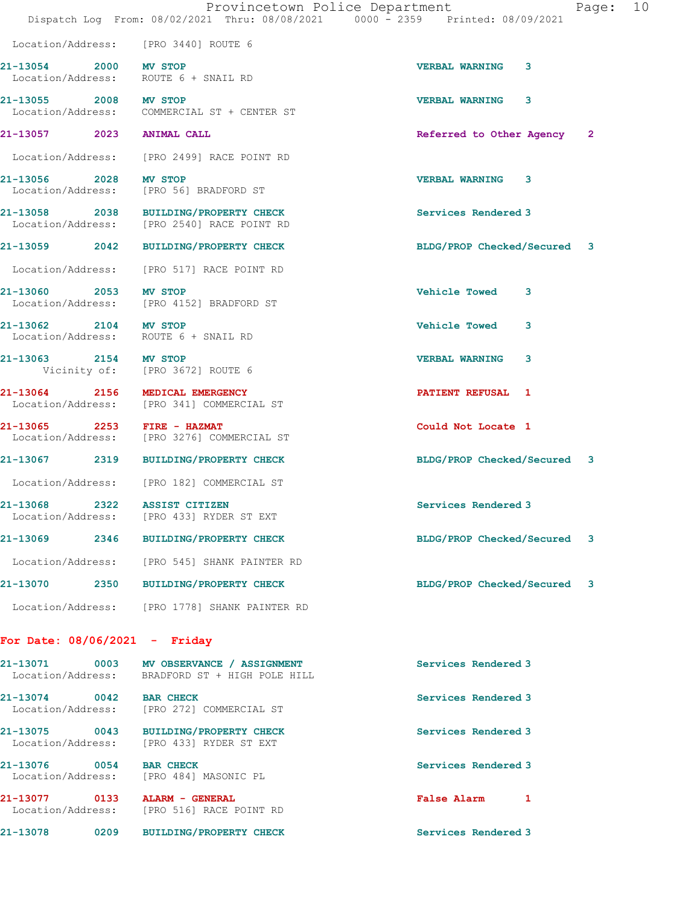Location/Address: [PRO 3440] ROUTE 6

**21-13054** 2000 **MV STOP** VERBAL WARNING 3
Location/Address: ROUTE 6 + SNAIL RD

**21-13055** 2008 **MV STOP** VERBAL WARNING 3
Location/Address: COMMERCIAL ST + CENTER ST

**21-13057** 2023 **ANIMAL CALL** Referred to Other Agency 2
Location/Address: [PRO 2499] RACE POINT RD

**21-13056** 2028 **MV STOP** VERBAL WARNING 3
Location/Address: [PRO 56] BRADFORD ST

**21-13058** 2038 **BUILDING/PROPERTY CHECK** Services Rendered 3
Location/Address: [PRO 2540] RACE POINT RD

**21-13059** 2042 **BUILDING/PROPERTY CHECK** BLDG/PROP Checked/Secured 3
Location/Address: [PRO 517] RACE POINT RD

**21-13060** 2053 **MV STOP** Vehicle Towed 3
Location/Address: [PRO 4152] BRADFORD ST

**21-13062** 2104 **MV STOP** Vehicle Towed 3
Location/Address: ROUTE 6 + SNAIL RD

**21-13063** 2154 **MV STOP** VERBAL WARNING 3
Vicinity of: [PRO 3672] ROUTE 6

**21-13064** 2156 **MEDICAL EMERGENCY** PATIENT REFUSAL 1
Location/Address: [PRO 341] COMMERCIAL ST

**21-13065** 2253 **FIRE - HAZMAT** Could Not Locate 1
Location/Address: [PRO 3276] COMMERCIAL ST

**21-13067** 2319 **BUILDING/PROPERTY CHECK** BLDG/PROP Checked/Secured 3
Location/Address: [PRO 182] COMMERCIAL ST

**21-13068** 2322 **ASSIST CITIZEN** Services Rendered 3
Location/Address: [PRO 433] RYDER ST EXT

**21-13069** 2346 **BUILDING/PROPERTY CHECK** BLDG/PROP Checked/Secured 3
Location/Address: [PRO 545] SHANK PAINTER RD

**21-13070** 2350 **BUILDING/PROPERTY CHECK** BLDG/PROP Checked/Secured 3
Location/Address: [PRO 1778] SHANK PAINTER RD

## For Date: 08/06/2021 - Friday

**21-13071** 0003 **MV OBSERVANCE / ASSIGNMENT** Services Rendered 3
Location/Address: BRADFORD ST + HIGH POLE HILL

**21-13074** 0042 **BAR CHECK** Services Rendered 3
Location/Address: [PRO 272] COMMERCIAL ST

**21-13075** 0043 **BUILDING/PROPERTY CHECK** Services Rendered 3
Location/Address: [PRO 433] RYDER ST EXT

**21-13076** 0054 **BAR CHECK** Services Rendered 3
Location/Address: [PRO 484] MASONIC PL

**21-13077** 0133 **ALARM - GENERAL** False Alarm 1
Location/Address: [PRO 516] RACE POINT RD

**21-13078** 0209 **BUILDING/PROPERTY CHECK** Services Rendered 3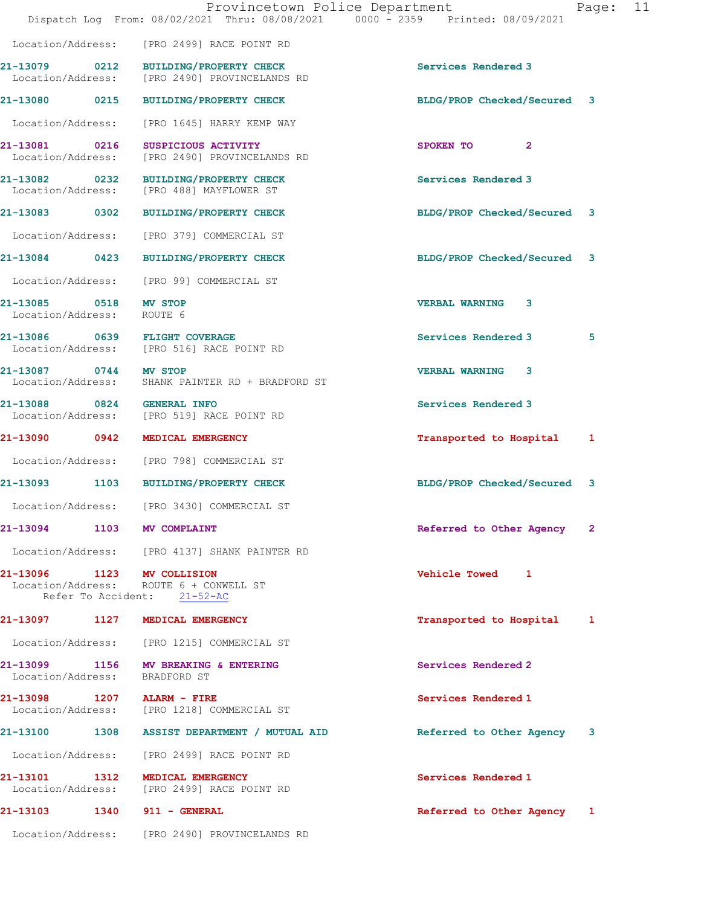Location/Address: [PRO 2499] RACE POINT RD

| Call # | Time | Call Reason | Action | Priority |
|---|---|---|---|---|
| 21-13079 | 0212 | BUILDING/PROPERTY CHECK | Services Rendered | 3 |
| | | Location/Address: [PRO 2490] PROVINCELANDS RD | | |
| 21-13080 | 0215 | BUILDING/PROPERTY CHECK | BLDG/PROP Checked/Secured | 3 |
| | | Location/Address: [PRO 1645] HARRY KEMP WAY | | |
| 21-13081 | 0216 | SUSPICIOUS ACTIVITY | SPOKEN TO | 2 |
| | | Location/Address: [PRO 2490] PROVINCELANDS RD | | |
| 21-13082 | 0232 | BUILDING/PROPERTY CHECK | Services Rendered | 3 |
| | | Location/Address: [PRO 488] MAYFLOWER ST | | |
| 21-13083 | 0302 | BUILDING/PROPERTY CHECK | BLDG/PROP Checked/Secured | 3 |
| | | Location/Address: [PRO 379] COMMERCIAL ST | | |
| 21-13084 | 0423 | BUILDING/PROPERTY CHECK | BLDG/PROP Checked/Secured | 3 |
| | | Location/Address: [PRO 99] COMMERCIAL ST | | |
| 21-13085 | 0518 | MV STOP | VERBAL WARNING | 3 |
| | | Location/Address: ROUTE 6 | | |
| 21-13086 | 0639 | FLIGHT COVERAGE | Services Rendered | 3 5 |
| | | Location/Address: [PRO 516] RACE POINT RD | | |
| 21-13087 | 0744 | MV STOP | VERBAL WARNING | 3 |
| | | Location/Address: SHANK PAINTER RD + BRADFORD ST | | |
| 21-13088 | 0824 | GENERAL INFO | Services Rendered | 3 |
| | | Location/Address: [PRO 519] RACE POINT RD | | |
| 21-13090 | 0942 | MEDICAL EMERGENCY | Transported to Hospital | 1 |
| | | Location/Address: [PRO 798] COMMERCIAL ST | | |
| 21-13093 | 1103 | BUILDING/PROPERTY CHECK | BLDG/PROP Checked/Secured | 3 |
| | | Location/Address: [PRO 3430] COMMERCIAL ST | | |
| 21-13094 | 1103 | MV COMPLAINT | Referred to Other Agency | 2 |
| | | Location/Address: [PRO 4137] SHANK PAINTER RD | | |
| 21-13096 | 1123 | MV COLLISION | Vehicle Towed | 1 |
| | | Location/Address: ROUTE 6 + CONWELL ST; Refer To Accident: 21-52-AC | | |
| 21-13097 | 1127 | MEDICAL EMERGENCY | Transported to Hospital | 1 |
| | | Location/Address: [PRO 1215] COMMERCIAL ST | | |
| 21-13099 | 1156 | MV BREAKING & ENTERING | Services Rendered | 2 |
| | | Location/Address: BRADFORD ST | | |
| 21-13098 | 1207 | ALARM - FIRE | Services Rendered | 1 |
| | | Location/Address: [PRO 1218] COMMERCIAL ST | | |
| 21-13100 | 1308 | ASSIST DEPARTMENT / MUTUAL AID | Referred to Other Agency | 3 |
| | | Location/Address: [PRO 2499] RACE POINT RD | | |
| 21-13101 | 1312 | MEDICAL EMERGENCY | Services Rendered | 1 |
| | | Location/Address: [PRO 2499] RACE POINT RD | | |
| 21-13103 | 1340 | 911 - GENERAL | Referred to Other Agency | 1 |
| | | Location/Address: [PRO 2490] PROVINCELANDS RD | | |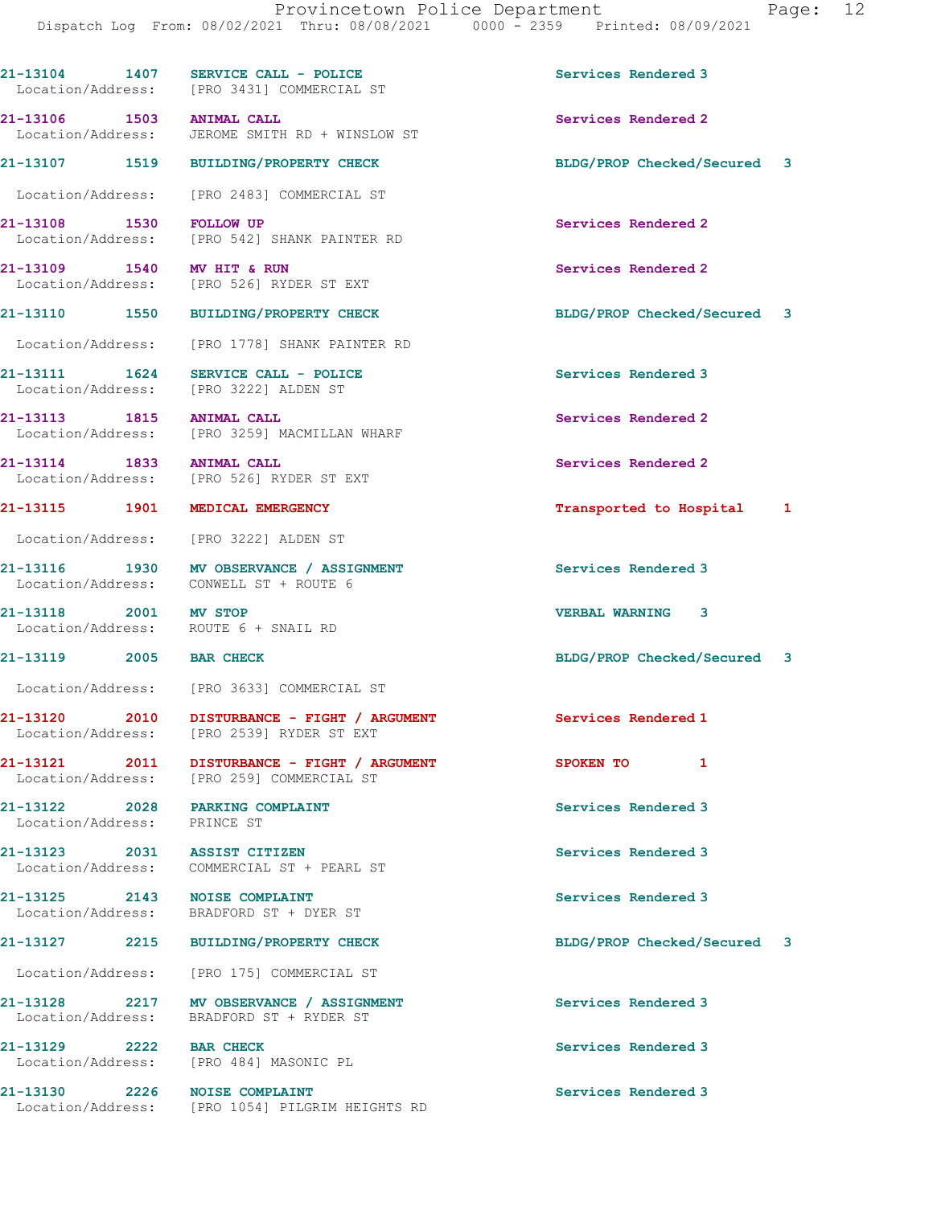| Call Number | Time | Call Reason | Action | Priority |
|---|---|---|---|---|
| 21-13104 | 1407 | SERVICE CALL - POLICE | Services Rendered | 3 |
| Location/Address: | | [PRO 3431] COMMERCIAL ST | | |
| 21-13106 | 1503 | ANIMAL CALL | Services Rendered | 2 |
| Location/Address: | | JEROME SMITH RD + WINSLOW ST | | |
| 21-13107 | 1519 | BUILDING/PROPERTY CHECK | BLDG/PROP Checked/Secured | 3 |
| Location/Address: | | [PRO 2483] COMMERCIAL ST | | |
| 21-13108 | 1530 | FOLLOW UP | Services Rendered | 2 |
| Location/Address: | | [PRO 542] SHANK PAINTER RD | | |
| 21-13109 | 1540 | MV HIT & RUN | Services Rendered | 2 |
| Location/Address: | | [PRO 526] RYDER ST EXT | | |
| 21-13110 | 1550 | BUILDING/PROPERTY CHECK | BLDG/PROP Checked/Secured | 3 |
| Location/Address: | | [PRO 1778] SHANK PAINTER RD | | |
| 21-13111 | 1624 | SERVICE CALL - POLICE | Services Rendered | 3 |
| Location/Address: | | [PRO 3222] ALDEN ST | | |
| 21-13113 | 1815 | ANIMAL CALL | Services Rendered | 2 |
| Location/Address: | | [PRO 3259] MACMILLAN WHARF | | |
| 21-13114 | 1833 | ANIMAL CALL | Services Rendered | 2 |
| Location/Address: | | [PRO 526] RYDER ST EXT | | |
| 21-13115 | 1901 | MEDICAL EMERGENCY | Transported to Hospital | 1 |
| Location/Address: | | [PRO 3222] ALDEN ST | | |
| 21-13116 | 1930 | MV OBSERVANCE / ASSIGNMENT | Services Rendered | 3 |
| Location/Address: | | CONWELL ST + ROUTE 6 | | |
| 21-13118 | 2001 | MV STOP | VERBAL WARNING | 3 |
| Location/Address: | | ROUTE 6 + SNAIL RD | | |
| 21-13119 | 2005 | BAR CHECK | BLDG/PROP Checked/Secured | 3 |
| Location/Address: | | [PRO 3633] COMMERCIAL ST | | |
| 21-13120 | 2010 | DISTURBANCE - FIGHT / ARGUMENT | Services Rendered | 1 |
| Location/Address: | | [PRO 2539] RYDER ST EXT | | |
| 21-13121 | 2011 | DISTURBANCE - FIGHT / ARGUMENT | SPOKEN TO | 1 |
| Location/Address: | | [PRO 259] COMMERCIAL ST | | |
| 21-13122 | 2028 | PARKING COMPLAINT | Services Rendered | 3 |
| Location/Address: | | PRINCE ST | | |
| 21-13123 | 2031 | ASSIST CITIZEN | Services Rendered | 3 |
| Location/Address: | | COMMERCIAL ST + PEARL ST | | |
| 21-13125 | 2143 | NOISE COMPLAINT | Services Rendered | 3 |
| Location/Address: | | BRADFORD ST + DYER ST | | |
| 21-13127 | 2215 | BUILDING/PROPERTY CHECK | BLDG/PROP Checked/Secured | 3 |
| Location/Address: | | [PRO 175] COMMERCIAL ST | | |
| 21-13128 | 2217 | MV OBSERVANCE / ASSIGNMENT | Services Rendered | 3 |
| Location/Address: | | BRADFORD ST + RYDER ST | | |
| 21-13129 | 2222 | BAR CHECK | Services Rendered | 3 |
| Location/Address: | | [PRO 484] MASONIC PL | | |
| 21-13130 | 2226 | NOISE COMPLAINT | Services Rendered | 3 |
| Location/Address: | | [PRO 1054] PILGRIM HEIGHTS RD | | |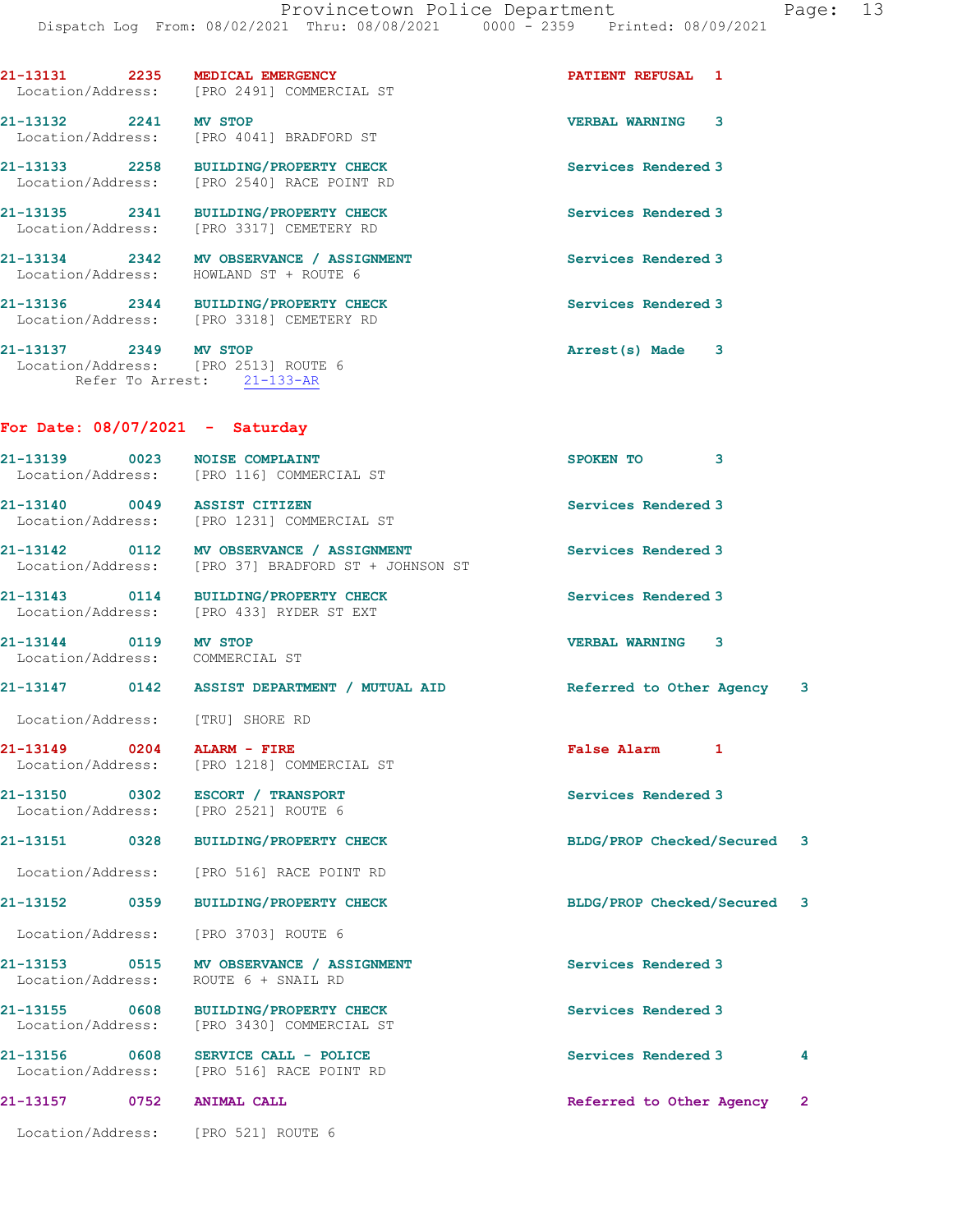21-13131 2235 **MEDICAL EMERGENCY** PATIENT REFUSAL 1
Location/Address: [PRO 2491] COMMERCIAL ST

21-13132 2241 **MV STOP** VERBAL WARNING 3
Location/Address: [PRO 4041] BRADFORD ST

21-13133 2258 **BUILDING/PROPERTY CHECK** Services Rendered 3
Location/Address: [PRO 2540] RACE POINT RD

21-13135 2341 **BUILDING/PROPERTY CHECK** Services Rendered 3
Location/Address: [PRO 3317] CEMETERY RD

21-13134 2342 **MV OBSERVANCE / ASSIGNMENT** Services Rendered 3
Location/Address: HOWLAND ST + ROUTE 6

21-13136 2344 **BUILDING/PROPERTY CHECK** Services Rendered 3
Location/Address: [PRO 3318] CEMETERY RD

21-13137 2349 **MV STOP** Arrest(s) Made 3
Location/Address: [PRO 2513] ROUTE 6
Refer To Arrest: 21-133-AR

## For Date: 08/07/2021 - Saturday

21-13139 0023 **NOISE COMPLAINT** SPOKEN TO 3
Location/Address: [PRO 116] COMMERCIAL ST

21-13140 0049 **ASSIST CITIZEN** Services Rendered 3
Location/Address: [PRO 1231] COMMERCIAL ST

21-13142 0112 **MV OBSERVANCE / ASSIGNMENT** Services Rendered 3
Location/Address: [PRO 37] BRADFORD ST + JOHNSON ST

21-13143 0114 **BUILDING/PROPERTY CHECK** Services Rendered 3
Location/Address: [PRO 433] RYDER ST EXT

21-13144 0119 **MV STOP** VERBAL WARNING 3
Location/Address: COMMERCIAL ST

21-13147 0142 **ASSIST DEPARTMENT / MUTUAL AID** Referred to Other Agency 3
Location/Address: [TRU] SHORE RD

21-13149 0204 **ALARM - FIRE** False Alarm 1
Location/Address: [PRO 1218] COMMERCIAL ST

21-13150 0302 **ESCORT / TRANSPORT** Services Rendered 3
Location/Address: [PRO 2521] ROUTE 6

21-13151 0328 **BUILDING/PROPERTY CHECK** BLDG/PROP Checked/Secured 3
Location/Address: [PRO 516] RACE POINT RD

21-13152 0359 **BUILDING/PROPERTY CHECK** BLDG/PROP Checked/Secured 3
Location/Address: [PRO 3703] ROUTE 6

21-13153 0515 **MV OBSERVANCE / ASSIGNMENT** Services Rendered 3
Location/Address: ROUTE 6 + SNAIL RD

21-13155 0608 **BUILDING/PROPERTY CHECK** Services Rendered 3
Location/Address: [PRO 3430] COMMERCIAL ST

21-13156 0608 **SERVICE CALL - POLICE** Services Rendered 3 4
Location/Address: [PRO 516] RACE POINT RD

21-13157 0752 **ANIMAL CALL** Referred to Other Agency 2
Location/Address: [PRO 521] ROUTE 6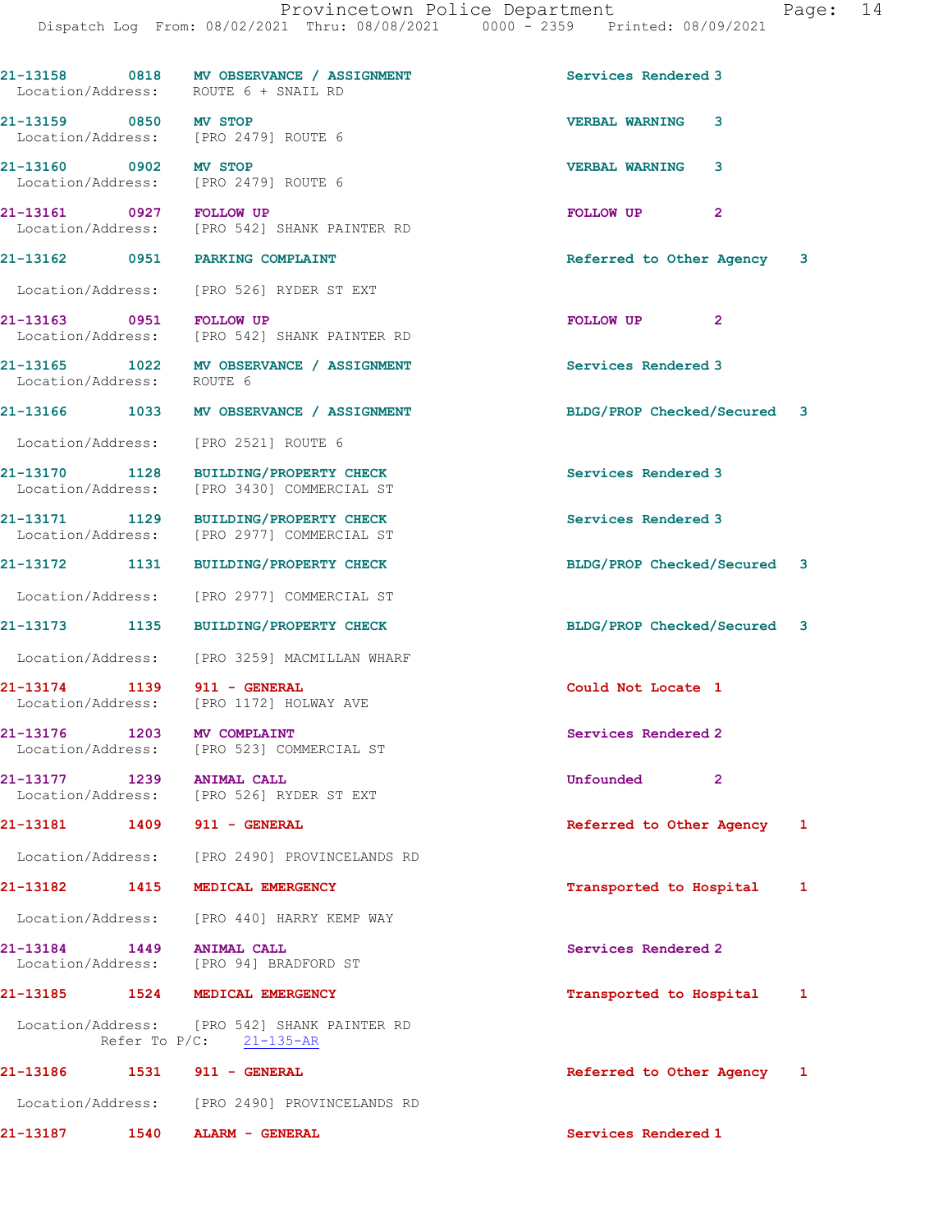21-13158 0818 MV OBSERVANCE / ASSIGNMENT Services Rendered 3
Location/Address: ROUTE 6 + SNAIL RD

21-13159 0850 MV STOP VERBAL WARNING 3
Location/Address: [PRO 2479] ROUTE 6

21-13160 0902 MV STOP VERBAL WARNING 3
Location/Address: [PRO 2479] ROUTE 6

21-13161 0927 FOLLOW UP FOLLOW UP 2
Location/Address: [PRO 542] SHANK PAINTER RD

21-13162 0951 PARKING COMPLAINT Referred to Other Agency 3
Location/Address: [PRO 526] RYDER ST EXT

21-13163 0951 FOLLOW UP FOLLOW UP 2
Location/Address: [PRO 542] SHANK PAINTER RD

21-13165 1022 MV OBSERVANCE / ASSIGNMENT Services Rendered 3
Location/Address: ROUTE 6

21-13166 1033 MV OBSERVANCE / ASSIGNMENT BLDG/PROP Checked/Secured 3
Location/Address: [PRO 2521] ROUTE 6

21-13170 1128 BUILDING/PROPERTY CHECK Services Rendered 3
Location/Address: [PRO 3430] COMMERCIAL ST

21-13171 1129 BUILDING/PROPERTY CHECK Services Rendered 3
Location/Address: [PRO 2977] COMMERCIAL ST

21-13172 1131 BUILDING/PROPERTY CHECK BLDG/PROP Checked/Secured 3
Location/Address: [PRO 2977] COMMERCIAL ST

21-13173 1135 BUILDING/PROPERTY CHECK BLDG/PROP Checked/Secured 3
Location/Address: [PRO 3259] MACMILLAN WHARF

21-13174 1139 911 - GENERAL Could Not Locate 1
Location/Address: [PRO 1172] HOLWAY AVE

21-13176 1203 MV COMPLAINT Services Rendered 2
Location/Address: [PRO 523] COMMERCIAL ST

21-13177 1239 ANIMAL CALL Unfounded 2
Location/Address: [PRO 526] RYDER ST EXT

21-13181 1409 911 - GENERAL Referred to Other Agency 1
Location/Address: [PRO 2490] PROVINCELANDS RD

21-13182 1415 MEDICAL EMERGENCY Transported to Hospital 1
Location/Address: [PRO 440] HARRY KEMP WAY

21-13184 1449 ANIMAL CALL Services Rendered 2
Location/Address: [PRO 94] BRADFORD ST

21-13185 1524 MEDICAL EMERGENCY Transported to Hospital 1
Location/Address: [PRO 542] SHANK PAINTER RD
Refer To P/C: 21-135-AR

21-13186 1531 911 - GENERAL Referred to Other Agency 1
Location/Address: [PRO 2490] PROVINCELANDS RD

21-13187 1540 ALARM - GENERAL Services Rendered 1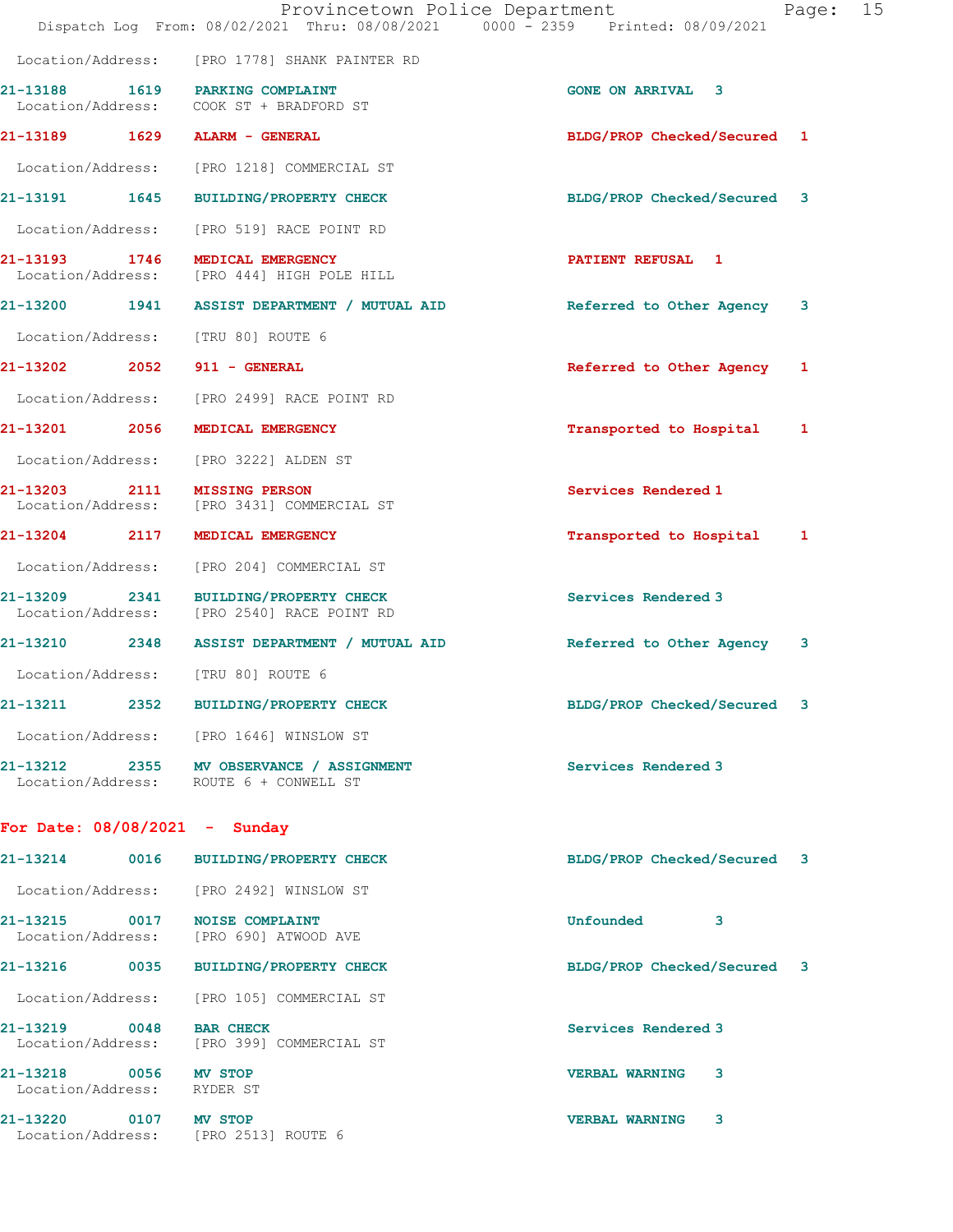Location/Address: [PRO 1778] SHANK PAINTER RD

| Call # | Time | Call Reason | Action | Priority |
|---|---|---|---|---|
| 21-13188 | 1619 | PARKING COMPLAINT | GONE ON ARRIVAL | 3 |
| | | Location/Address: COOK ST + BRADFORD ST | | |
| 21-13189 | 1629 | ALARM - GENERAL | BLDG/PROP Checked/Secured | 1 |
| | | Location/Address: [PRO 1218] COMMERCIAL ST | | |
| 21-13191 | 1645 | BUILDING/PROPERTY CHECK | BLDG/PROP Checked/Secured | 3 |
| | | Location/Address: [PRO 519] RACE POINT RD | | |
| 21-13193 | 1746 | MEDICAL EMERGENCY | PATIENT REFUSAL | 1 |
| | | Location/Address: [PRO 444] HIGH POLE HILL | | |
| 21-13200 | 1941 | ASSIST DEPARTMENT / MUTUAL AID | Referred to Other Agency | 3 |
| | | Location/Address: [TRU 80] ROUTE 6 | | |
| 21-13202 | 2052 | 911 - GENERAL | Referred to Other Agency | 1 |
| | | Location/Address: [PRO 2499] RACE POINT RD | | |
| 21-13201 | 2056 | MEDICAL EMERGENCY | Transported to Hospital | 1 |
| | | Location/Address: [PRO 3222] ALDEN ST | | |
| 21-13203 | 2111 | MISSING PERSON | Services Rendered | 1 |
| | | Location/Address: [PRO 3431] COMMERCIAL ST | | |
| 21-13204 | 2117 | MEDICAL EMERGENCY | Transported to Hospital | 1 |
| | | Location/Address: [PRO 204] COMMERCIAL ST | | |
| 21-13209 | 2341 | BUILDING/PROPERTY CHECK | Services Rendered | 3 |
| | | Location/Address: [PRO 2540] RACE POINT RD | | |
| 21-13210 | 2348 | ASSIST DEPARTMENT / MUTUAL AID | Referred to Other Agency | 3 |
| | | Location/Address: [TRU 80] ROUTE 6 | | |
| 21-13211 | 2352 | BUILDING/PROPERTY CHECK | BLDG/PROP Checked/Secured | 3 |
| | | Location/Address: [PRO 1646] WINSLOW ST | | |
| 21-13212 | 2355 | MV OBSERVANCE / ASSIGNMENT | Services Rendered | 3 |
| | | Location/Address: ROUTE 6 + CONWELL ST | | |

**For Date: 08/08/2021 - Sunday**

| Call # | Time | Call Reason | Action | Priority |
|---|---|---|---|---|
| 21-13214 | 0016 | BUILDING/PROPERTY CHECK | BLDG/PROP Checked/Secured | 3 |
| | | Location/Address: [PRO 2492] WINSLOW ST | | |
| 21-13215 | 0017 | NOISE COMPLAINT | Unfounded | 3 |
| | | Location/Address: [PRO 690] ATWOOD AVE | | |
| 21-13216 | 0035 | BUILDING/PROPERTY CHECK | BLDG/PROP Checked/Secured | 3 |
| | | Location/Address: [PRO 105] COMMERCIAL ST | | |
| 21-13219 | 0048 | BAR CHECK | Services Rendered | 3 |
| | | Location/Address: [PRO 399] COMMERCIAL ST | | |
| 21-13218 | 0056 | MV STOP | VERBAL WARNING | 3 |
| | | Location/Address: RYDER ST | | |
| 21-13220 | 0107 | MV STOP | VERBAL WARNING | 3 |
| | | Location/Address: [PRO 2513] ROUTE 6 | | |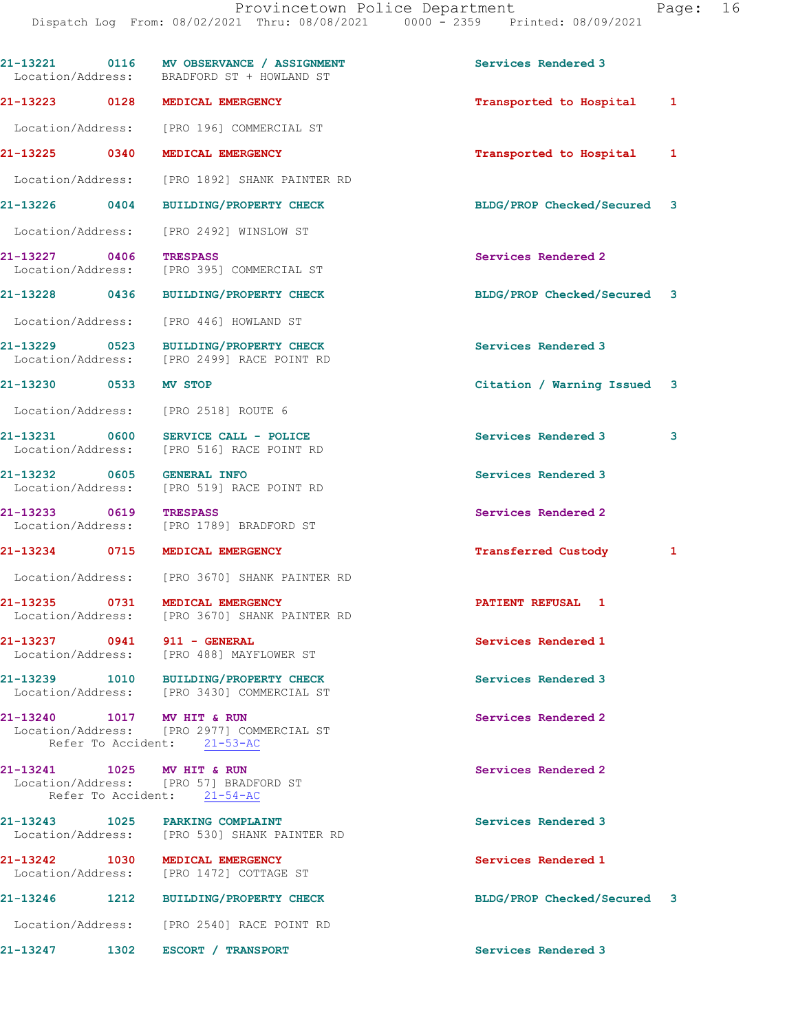21-13221 0116 MV OBSERVANCE / ASSIGNMENT Services Rendered 3
Location/Address: BRADFORD ST + HOWLAND ST

21-13223 0128 MEDICAL EMERGENCY Transported to Hospital 1
Location/Address: [PRO 196] COMMERCIAL ST

21-13225 0340 MEDICAL EMERGENCY Transported to Hospital 1
Location/Address: [PRO 1892] SHANK PAINTER RD

21-13226 0404 BUILDING/PROPERTY CHECK BLDG/PROP Checked/Secured 3
Location/Address: [PRO 2492] WINSLOW ST

21-13227 0406 TRESPASS Services Rendered 2
Location/Address: [PRO 395] COMMERCIAL ST

21-13228 0436 BUILDING/PROPERTY CHECK BLDG/PROP Checked/Secured 3
Location/Address: [PRO 446] HOWLAND ST

21-13229 0523 BUILDING/PROPERTY CHECK Services Rendered 3
Location/Address: [PRO 2499] RACE POINT RD

21-13230 0533 MV STOP Citation / Warning Issued 3
Location/Address: [PRO 2518] ROUTE 6

21-13231 0600 SERVICE CALL - POLICE Services Rendered 3 3
Location/Address: [PRO 516] RACE POINT RD

21-13232 0605 GENERAL INFO Services Rendered 3
Location/Address: [PRO 519] RACE POINT RD

21-13233 0619 TRESPASS Services Rendered 2
Location/Address: [PRO 1789] BRADFORD ST

21-13234 0715 MEDICAL EMERGENCY Transferred Custody 1
Location/Address: [PRO 3670] SHANK PAINTER RD

21-13235 0731 MEDICAL EMERGENCY PATIENT REFUSAL 1
Location/Address: [PRO 3670] SHANK PAINTER RD

21-13237 0941 911 - GENERAL Services Rendered 1
Location/Address: [PRO 488] MAYFLOWER ST

21-13239 1010 BUILDING/PROPERTY CHECK Services Rendered 3
Location/Address: [PRO 3430] COMMERCIAL ST

21-13240 1017 MV HIT & RUN Services Rendered 2
Location/Address: [PRO 2977] COMMERCIAL ST
Refer To Accident: 21-53-AC

21-13241 1025 MV HIT & RUN Services Rendered 2
Location/Address: [PRO 57] BRADFORD ST
Refer To Accident: 21-54-AC

21-13243 1025 PARKING COMPLAINT Services Rendered 3
Location/Address: [PRO 530] SHANK PAINTER RD

21-13242 1030 MEDICAL EMERGENCY Services Rendered 1
Location/Address: [PRO 1472] COTTAGE ST

21-13246 1212 BUILDING/PROPERTY CHECK BLDG/PROP Checked/Secured 3
Location/Address: [PRO 2540] RACE POINT RD

21-13247 1302 ESCORT / TRANSPORT Services Rendered 3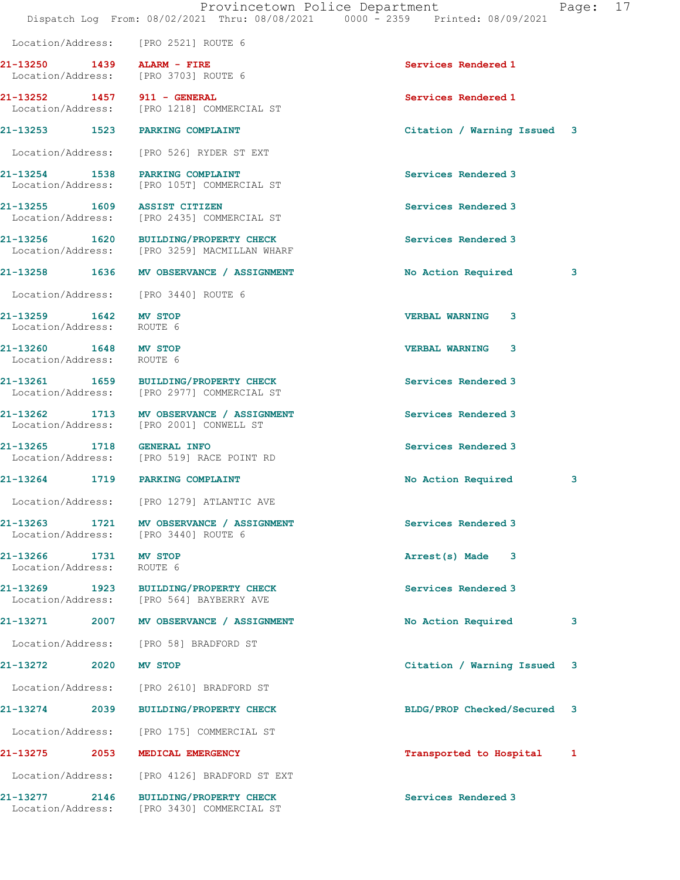Location/Address: [PRO 2521] ROUTE 6

| Call # | Time | Call Type | Disposition | Priority |
|---|---|---|---|---|
| 21-13250 | 1439 | ALARM - FIRE | Services Rendered | 1 |
| | | Location/Address: [PRO 3703] ROUTE 6 | | |
| 21-13252 | 1457 | 911 - GENERAL | Services Rendered | 1 |
| | | Location/Address: [PRO 1218] COMMERCIAL ST | | |
| 21-13253 | 1523 | PARKING COMPLAINT | Citation / Warning Issued | 3 |
| | | Location/Address: [PRO 526] RYDER ST EXT | | |
| 21-13254 | 1538 | PARKING COMPLAINT | Services Rendered | 3 |
| | | Location/Address: [PRO 105T] COMMERCIAL ST | | |
| 21-13255 | 1609 | ASSIST CITIZEN | Services Rendered | 3 |
| | | Location/Address: [PRO 2435] COMMERCIAL ST | | |
| 21-13256 | 1620 | BUILDING/PROPERTY CHECK | Services Rendered | 3 |
| | | Location/Address: [PRO 3259] MACMILLAN WHARF | | |
| 21-13258 | 1636 | MV OBSERVANCE / ASSIGNMENT | No Action Required | 3 |
| | | Location/Address: [PRO 3440] ROUTE 6 | | |
| 21-13259 | 1642 | MV STOP | VERBAL WARNING | 3 |
| | | Location/Address: ROUTE 6 | | |
| 21-13260 | 1648 | MV STOP | VERBAL WARNING | 3 |
| | | Location/Address: ROUTE 6 | | |
| 21-13261 | 1659 | BUILDING/PROPERTY CHECK | Services Rendered | 3 |
| | | Location/Address: [PRO 2977] COMMERCIAL ST | | |
| 21-13262 | 1713 | MV OBSERVANCE / ASSIGNMENT | Services Rendered | 3 |
| | | Location/Address: [PRO 2001] CONWELL ST | | |
| 21-13265 | 1718 | GENERAL INFO | Services Rendered | 3 |
| | | Location/Address: [PRO 519] RACE POINT RD | | |
| 21-13264 | 1719 | PARKING COMPLAINT | No Action Required | 3 |
| | | Location/Address: [PRO 1279] ATLANTIC AVE | | |
| 21-13263 | 1721 | MV OBSERVANCE / ASSIGNMENT | Services Rendered | 3 |
| | | Location/Address: [PRO 3440] ROUTE 6 | | |
| 21-13266 | 1731 | MV STOP | Arrest(s) Made | 3 |
| | | Location/Address: ROUTE 6 | | |
| 21-13269 | 1923 | BUILDING/PROPERTY CHECK | Services Rendered | 3 |
| | | Location/Address: [PRO 564] BAYBERRY AVE | | |
| 21-13271 | 2007 | MV OBSERVANCE / ASSIGNMENT | No Action Required | 3 |
| | | Location/Address: [PRO 58] BRADFORD ST | | |
| 21-13272 | 2020 | MV STOP | Citation / Warning Issued | 3 |
| | | Location/Address: [PRO 2610] BRADFORD ST | | |
| 21-13274 | 2039 | BUILDING/PROPERTY CHECK | BLDG/PROP Checked/Secured | 3 |
| | | Location/Address: [PRO 175] COMMERCIAL ST | | |
| 21-13275 | 2053 | MEDICAL EMERGENCY | Transported to Hospital | 1 |
| | | Location/Address: [PRO 4126] BRADFORD ST EXT | | |
| 21-13277 | 2146 | BUILDING/PROPERTY CHECK | Services Rendered | 3 |
| | | Location/Address: [PRO 3430] COMMERCIAL ST | | |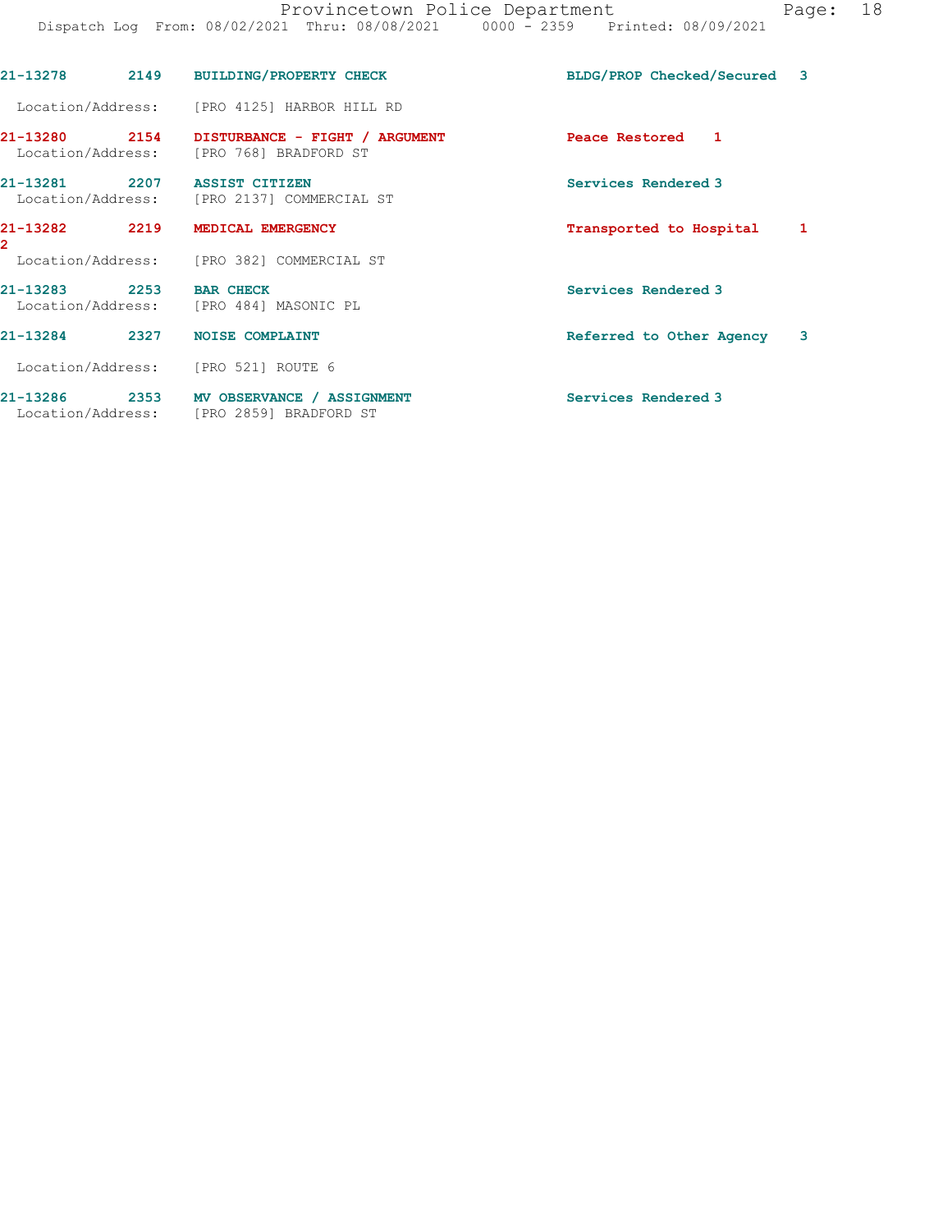21-13278 2149 BUILDING/PROPERTY CHECK BLDG/PROP Checked/Secured 3

Location/Address: [PRO 4125] HARBOR HILL RD

21-13280 2154 DISTURBANCE - FIGHT / ARGUMENT Peace Restored 1
Location/Address: [PRO 768] BRADFORD ST

21-13281 2207 ASSIST CITIZEN Services Rendered 3
Location/Address: [PRO 2137] COMMERCIAL ST

21-13282 2219 MEDICAL EMERGENCY Transported to Hospital 1
2
Location/Address: [PRO 382] COMMERCIAL ST

21-13283 2253 BAR CHECK Services Rendered 3
Location/Address: [PRO 484] MASONIC PL

21-13284 2327 NOISE COMPLAINT Referred to Other Agency 3

Location/Address: [PRO 521] ROUTE 6

21-13286 2353 MV OBSERVANCE / ASSIGNMENT Services Rendered 3
Location/Address: [PRO 2859] BRADFORD ST